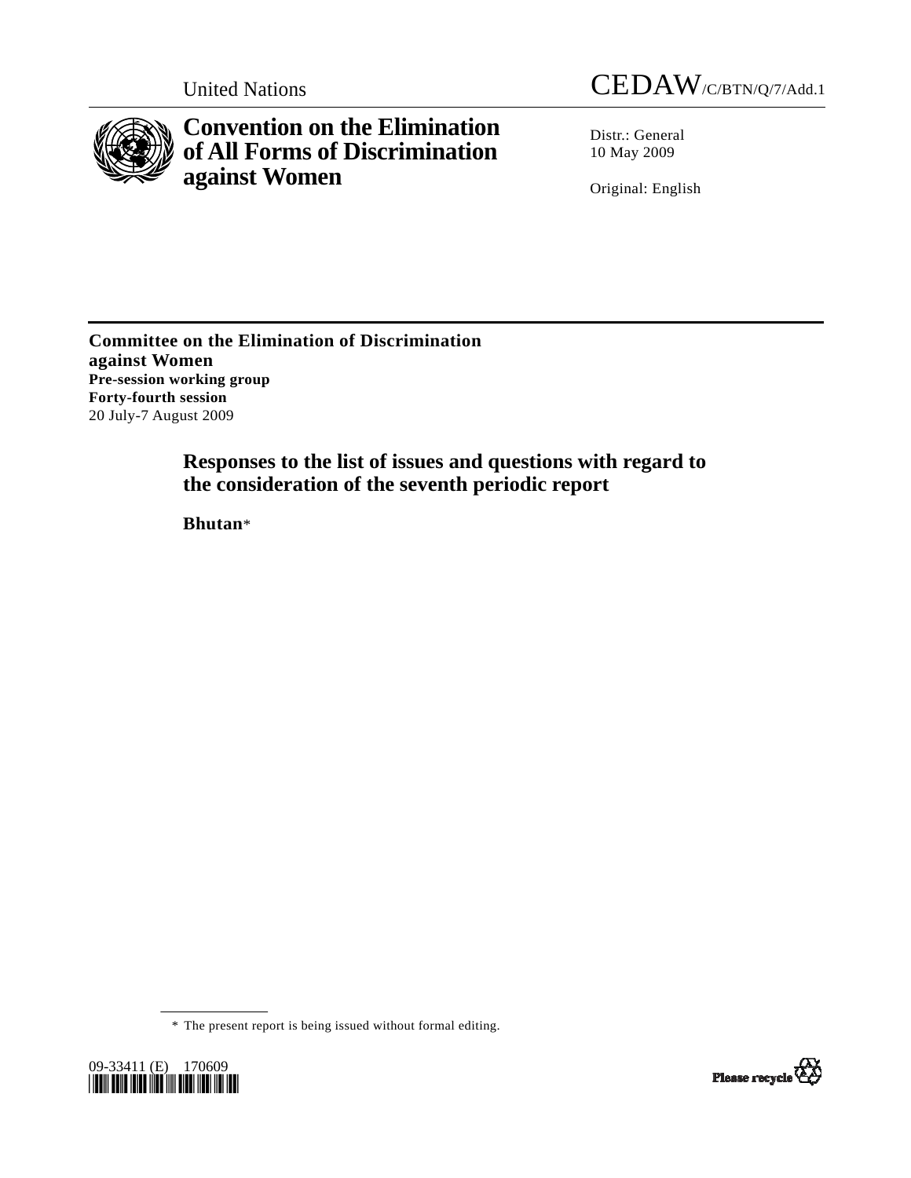United Nations

CEDAW/C/BTN/Q/7/Add.1

# Convention on the Elimination of All Forms of Discrimination against Women

Distr.: General
10 May 2009

Original: English

**Committee on the Elimination of Discrimination against Women**
**Pre-session working group**
**Forty-fourth session**
20 July-7 August 2009

## Responses to the list of issues and questions with regard to the consideration of the seventh periodic report

**Bhutan***

\* The present report is being issued without formal editing.

09-33411 (E) 170609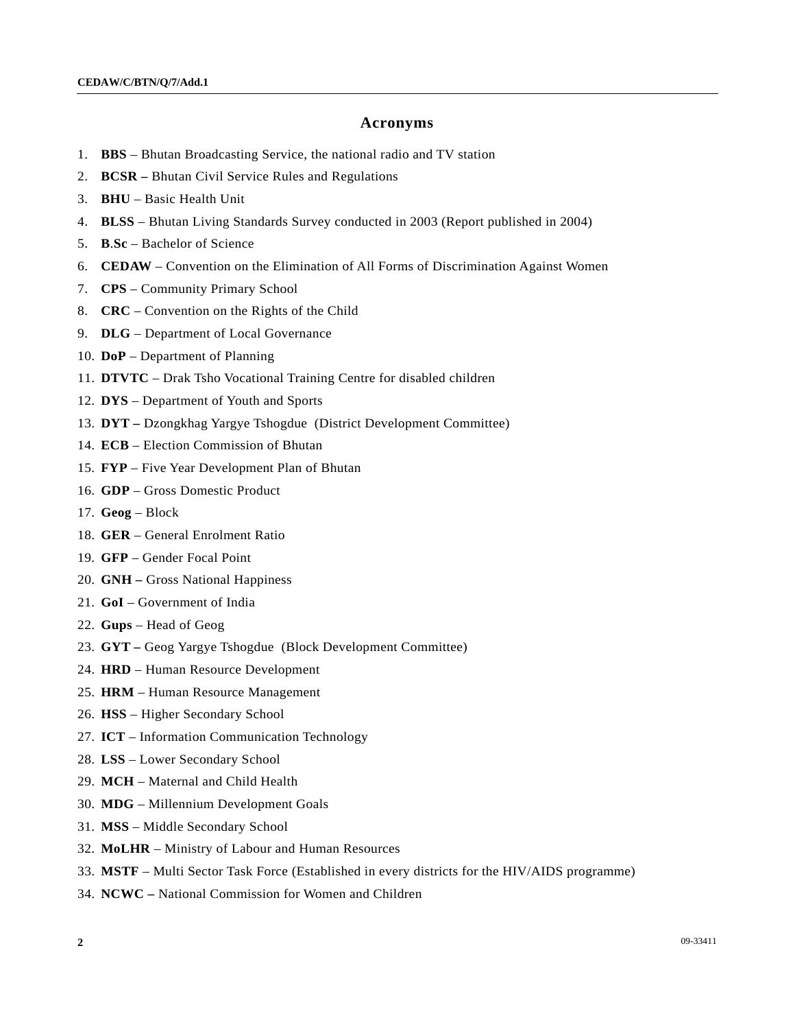## Acronyms

1. **BBS** – Bhutan Broadcasting Service, the national radio and TV station
2. **BCSR –** Bhutan Civil Service Rules and Regulations
3. **BHU** – Basic Health Unit
4. **BLSS** – Bhutan Living Standards Survey conducted in 2003 (Report published in 2004)
5. **B**.**Sc** – Bachelor of Science
6. **CEDAW** – Convention on the Elimination of All Forms of Discrimination Against Women
7. **CPS** – Community Primary School
8. **CRC** – Convention on the Rights of the Child
9. **DLG** – Department of Local Governance
10. **DoP** – Department of Planning
11. **DTVTC** – Drak Tsho Vocational Training Centre for disabled children
12. **DYS** – Department of Youth and Sports
13. **DYT –** Dzongkhag Yargye Tshogdue (District Development Committee)
14. **ECB** – Election Commission of Bhutan
15. **FYP** – Five Year Development Plan of Bhutan
16. **GDP** – Gross Domestic Product
17. **Geog** – Block
18. **GER** – General Enrolment Ratio
19. **GFP** – Gender Focal Point
20. **GNH –** Gross National Happiness
21. **GoI** – Government of India
22. **Gups** – Head of Geog
23. **GYT –** Geog Yargye Tshogdue (Block Development Committee)
24. **HRD** – Human Resource Development
25. **HRM** – Human Resource Management
26. **HSS** – Higher Secondary School
27. **ICT** – Information Communication Technology
28. **LSS** – Lower Secondary School
29. **MCH** – Maternal and Child Health
30. **MDG** – Millennium Development Goals
31. **MSS** – Middle Secondary School
32. **MoLHR** – Ministry of Labour and Human Resources
33. **MSTF** – Multi Sector Task Force (Established in every districts for the HIV/AIDS programme)
34. **NCWC –** National Commission for Women and Children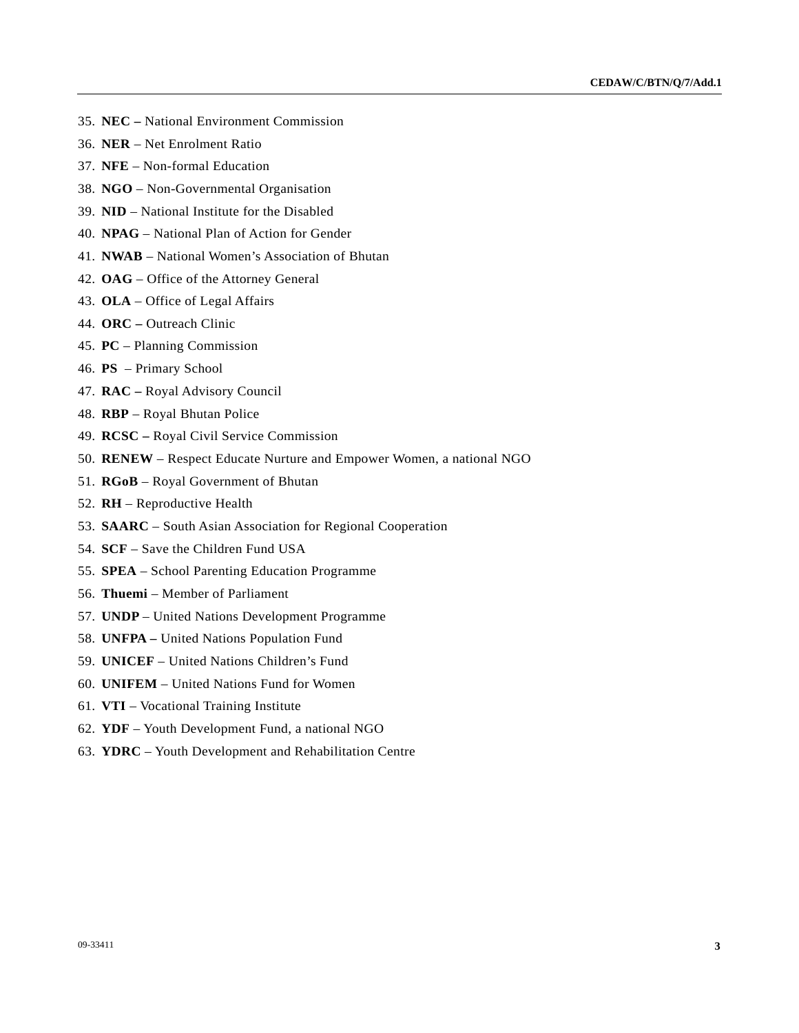35. **NEC –** National Environment Commission
36. **NER** – Net Enrolment Ratio
37. **NFE** – Non-formal Education
38. **NGO** – Non-Governmental Organisation
39. **NID** – National Institute for the Disabled
40. **NPAG** – National Plan of Action for Gender
41. **NWAB** – National Women's Association of Bhutan
42. **OAG** – Office of the Attorney General
43. **OLA** – Office of Legal Affairs
44. **ORC –** Outreach Clinic
45. **PC** – Planning Commission
46. **PS** – Primary School
47. **RAC –** Royal Advisory Council
48. **RBP** – Royal Bhutan Police
49. **RCSC –** Royal Civil Service Commission
50. **RENEW** – Respect Educate Nurture and Empower Women, a national NGO
51. **RGoB** – Royal Government of Bhutan
52. **RH** – Reproductive Health
53. **SAARC** – South Asian Association for Regional Cooperation
54. **SCF** – Save the Children Fund USA
55. **SPEA** – School Parenting Education Programme
56. **Thuemi** – Member of Parliament
57. **UNDP** – United Nations Development Programme
58. **UNFPA –** United Nations Population Fund
59. **UNICEF** – United Nations Children's Fund
60. **UNIFEM** – United Nations Fund for Women
61. **VTI** – Vocational Training Institute
62. **YDF** – Youth Development Fund, a national NGO
63. **YDRC** – Youth Development and Rehabilitation Centre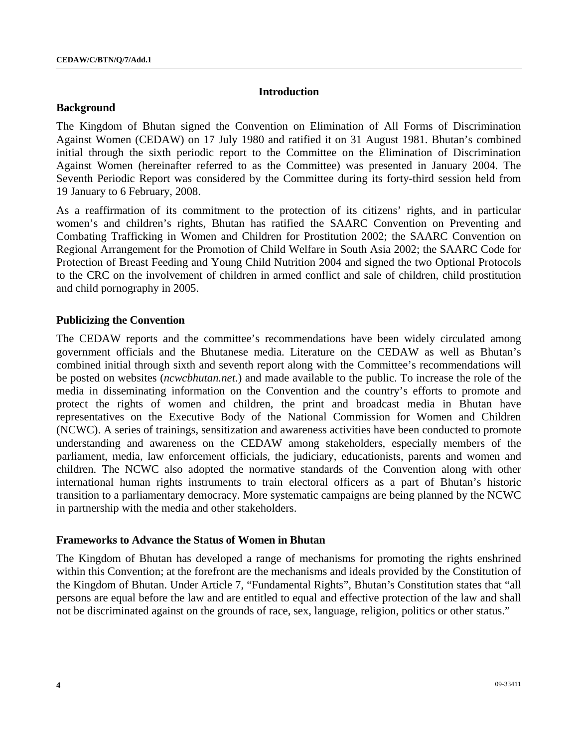## Introduction

### Background

The Kingdom of Bhutan signed the Convention on Elimination of All Forms of Discrimination Against Women (CEDAW) on 17 July 1980 and ratified it on 31 August 1981. Bhutan's combined initial through the sixth periodic report to the Committee on the Elimination of Discrimination Against Women (hereinafter referred to as the Committee) was presented in January 2004. The Seventh Periodic Report was considered by the Committee during its forty-third session held from 19 January to 6 February, 2008.

As a reaffirmation of its commitment to the protection of its citizens' rights, and in particular women's and children's rights, Bhutan has ratified the SAARC Convention on Preventing and Combating Trafficking in Women and Children for Prostitution 2002; the SAARC Convention on Regional Arrangement for the Promotion of Child Welfare in South Asia 2002; the SAARC Code for Protection of Breast Feeding and Young Child Nutrition 2004 and signed the two Optional Protocols to the CRC on the involvement of children in armed conflict and sale of children, child prostitution and child pornography in 2005.

### Publicizing the Convention

The CEDAW reports and the committee's recommendations have been widely circulated among government officials and the Bhutanese media. Literature on the CEDAW as well as Bhutan's combined initial through sixth and seventh report along with the Committee's recommendations will be posted on websites (*ncwcbhutan.net*.) and made available to the public. To increase the role of the media in disseminating information on the Convention and the country's efforts to promote and protect the rights of women and children, the print and broadcast media in Bhutan have representatives on the Executive Body of the National Commission for Women and Children (NCWC). A series of trainings, sensitization and awareness activities have been conducted to promote understanding and awareness on the CEDAW among stakeholders, especially members of the parliament, media, law enforcement officials, the judiciary, educationists, parents and women and children. The NCWC also adopted the normative standards of the Convention along with other international human rights instruments to train electoral officers as a part of Bhutan's historic transition to a parliamentary democracy. More systematic campaigns are being planned by the NCWC in partnership with the media and other stakeholders.

### Frameworks to Advance the Status of Women in Bhutan

The Kingdom of Bhutan has developed a range of mechanisms for promoting the rights enshrined within this Convention; at the forefront are the mechanisms and ideals provided by the Constitution of the Kingdom of Bhutan. Under Article 7, "Fundamental Rights", Bhutan's Constitution states that "all persons are equal before the law and are entitled to equal and effective protection of the law and shall not be discriminated against on the grounds of race, sex, language, religion, politics or other status."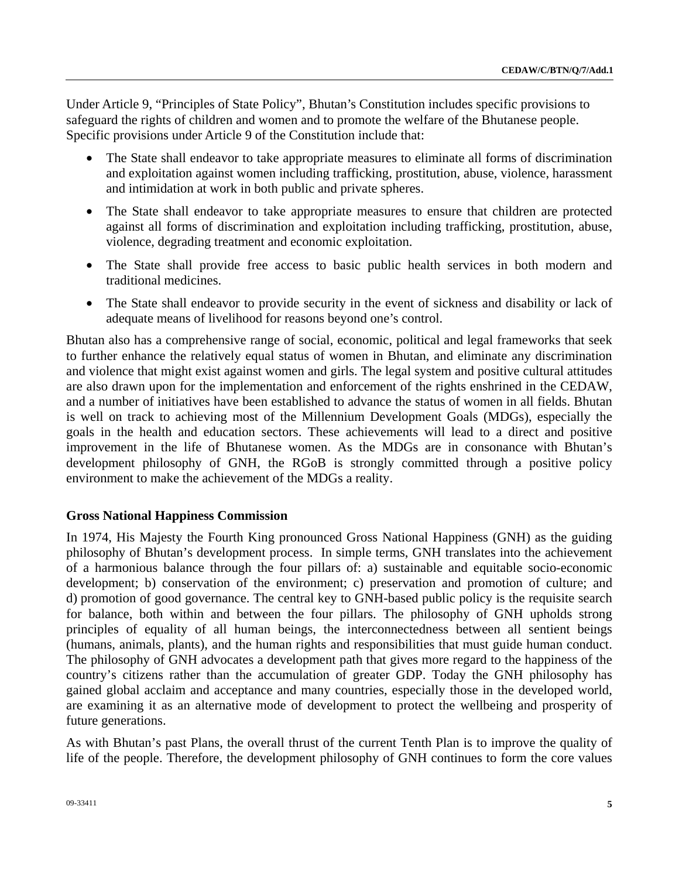Under Article 9, "Principles of State Policy", Bhutan's Constitution includes specific provisions to safeguard the rights of children and women and to promote the welfare of the Bhutanese people. Specific provisions under Article 9 of the Constitution include that:

- The State shall endeavor to take appropriate measures to eliminate all forms of discrimination and exploitation against women including trafficking, prostitution, abuse, violence, harassment and intimidation at work in both public and private spheres.
- The State shall endeavor to take appropriate measures to ensure that children are protected against all forms of discrimination and exploitation including trafficking, prostitution, abuse, violence, degrading treatment and economic exploitation.
- The State shall provide free access to basic public health services in both modern and traditional medicines.
- The State shall endeavor to provide security in the event of sickness and disability or lack of adequate means of livelihood for reasons beyond one's control.

Bhutan also has a comprehensive range of social, economic, political and legal frameworks that seek to further enhance the relatively equal status of women in Bhutan, and eliminate any discrimination and violence that might exist against women and girls. The legal system and positive cultural attitudes are also drawn upon for the implementation and enforcement of the rights enshrined in the CEDAW, and a number of initiatives have been established to advance the status of women in all fields. Bhutan is well on track to achieving most of the Millennium Development Goals (MDGs), especially the goals in the health and education sectors. These achievements will lead to a direct and positive improvement in the life of Bhutanese women. As the MDGs are in consonance with Bhutan's development philosophy of GNH, the RGoB is strongly committed through a positive policy environment to make the achievement of the MDGs a reality.

**Gross National Happiness Commission**

In 1974, His Majesty the Fourth King pronounced Gross National Happiness (GNH) as the guiding philosophy of Bhutan's development process. In simple terms, GNH translates into the achievement of a harmonious balance through the four pillars of: a) sustainable and equitable socio-economic development; b) conservation of the environment; c) preservation and promotion of culture; and d) promotion of good governance. The central key to GNH-based public policy is the requisite search for balance, both within and between the four pillars. The philosophy of GNH upholds strong principles of equality of all human beings, the interconnectedness between all sentient beings (humans, animals, plants), and the human rights and responsibilities that must guide human conduct. The philosophy of GNH advocates a development path that gives more regard to the happiness of the country's citizens rather than the accumulation of greater GDP. Today the GNH philosophy has gained global acclaim and acceptance and many countries, especially those in the developed world, are examining it as an alternative mode of development to protect the wellbeing and prosperity of future generations.

As with Bhutan's past Plans, the overall thrust of the current Tenth Plan is to improve the quality of life of the people. Therefore, the development philosophy of GNH continues to form the core values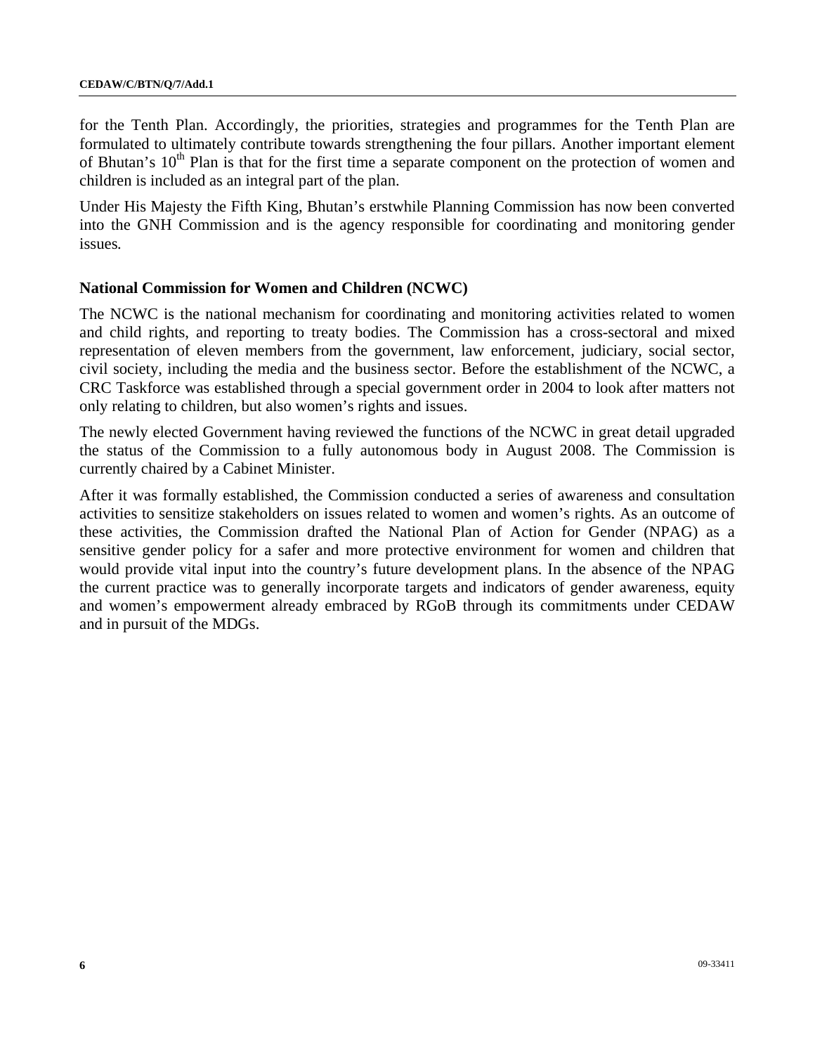for the Tenth Plan. Accordingly, the priorities, strategies and programmes for the Tenth Plan are formulated to ultimately contribute towards strengthening the four pillars. Another important element of Bhutan's 10th Plan is that for the first time a separate component on the protection of women and children is included as an integral part of the plan.

Under His Majesty the Fifth King, Bhutan's erstwhile Planning Commission has now been converted into the GNH Commission and is the agency responsible for coordinating and monitoring gender issues.

### National Commission for Women and Children (NCWC)

The NCWC is the national mechanism for coordinating and monitoring activities related to women and child rights, and reporting to treaty bodies. The Commission has a cross-sectoral and mixed representation of eleven members from the government, law enforcement, judiciary, social sector, civil society, including the media and the business sector. Before the establishment of the NCWC, a CRC Taskforce was established through a special government order in 2004 to look after matters not only relating to children, but also women's rights and issues.

The newly elected Government having reviewed the functions of the NCWC in great detail upgraded the status of the Commission to a fully autonomous body in August 2008. The Commission is currently chaired by a Cabinet Minister.

After it was formally established, the Commission conducted a series of awareness and consultation activities to sensitize stakeholders on issues related to women and women's rights. As an outcome of these activities, the Commission drafted the National Plan of Action for Gender (NPAG) as a sensitive gender policy for a safer and more protective environment for women and children that would provide vital input into the country's future development plans. In the absence of the NPAG the current practice was to generally incorporate targets and indicators of gender awareness, equity and women's empowerment already embraced by RGoB through its commitments under CEDAW and in pursuit of the MDGs.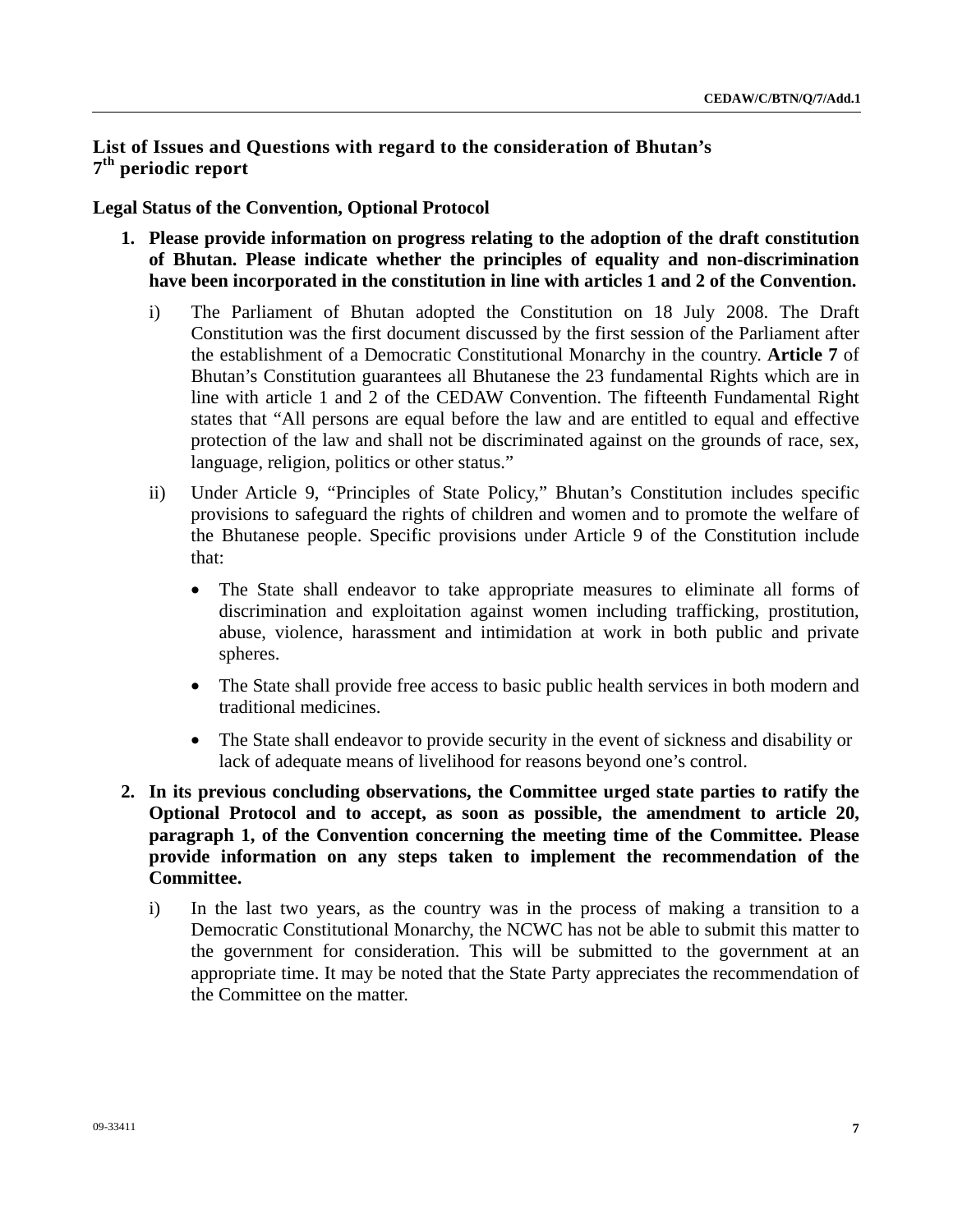## List of Issues and Questions with regard to the consideration of Bhutan's 7th periodic report

### Legal Status of the Convention, Optional Protocol

1. **Please provide information on progress relating to the adoption of the draft constitution of Bhutan. Please indicate whether the principles of equality and non-discrimination have been incorporated in the constitution in line with articles 1 and 2 of the Convention.**

   i) The Parliament of Bhutan adopted the Constitution on 18 July 2008. The Draft Constitution was the first document discussed by the first session of the Parliament after the establishment of a Democratic Constitutional Monarchy in the country. **Article 7** of Bhutan's Constitution guarantees all Bhutanese the 23 fundamental Rights which are in line with article 1 and 2 of the CEDAW Convention. The fifteenth Fundamental Right states that "All persons are equal before the law and are entitled to equal and effective protection of the law and shall not be discriminated against on the grounds of race, sex, language, religion, politics or other status."

   ii) Under Article 9, "Principles of State Policy," Bhutan's Constitution includes specific provisions to safeguard the rights of children and women and to promote the welfare of the Bhutanese people. Specific provisions under Article 9 of the Constitution include that:

   - The State shall endeavor to take appropriate measures to eliminate all forms of discrimination and exploitation against women including trafficking, prostitution, abuse, violence, harassment and intimidation at work in both public and private spheres.
   - The State shall provide free access to basic public health services in both modern and traditional medicines.
   - The State shall endeavor to provide security in the event of sickness and disability or lack of adequate means of livelihood for reasons beyond one's control.

2. **In its previous concluding observations, the Committee urged state parties to ratify the Optional Protocol and to accept, as soon as possible, the amendment to article 20, paragraph 1, of the Convention concerning the meeting time of the Committee. Please provide information on any steps taken to implement the recommendation of the Committee.**

   i) In the last two years, as the country was in the process of making a transition to a Democratic Constitutional Monarchy, the NCWC has not be able to submit this matter to the government for consideration. This will be submitted to the government at an appropriate time. It may be noted that the State Party appreciates the recommendation of the Committee on the matter.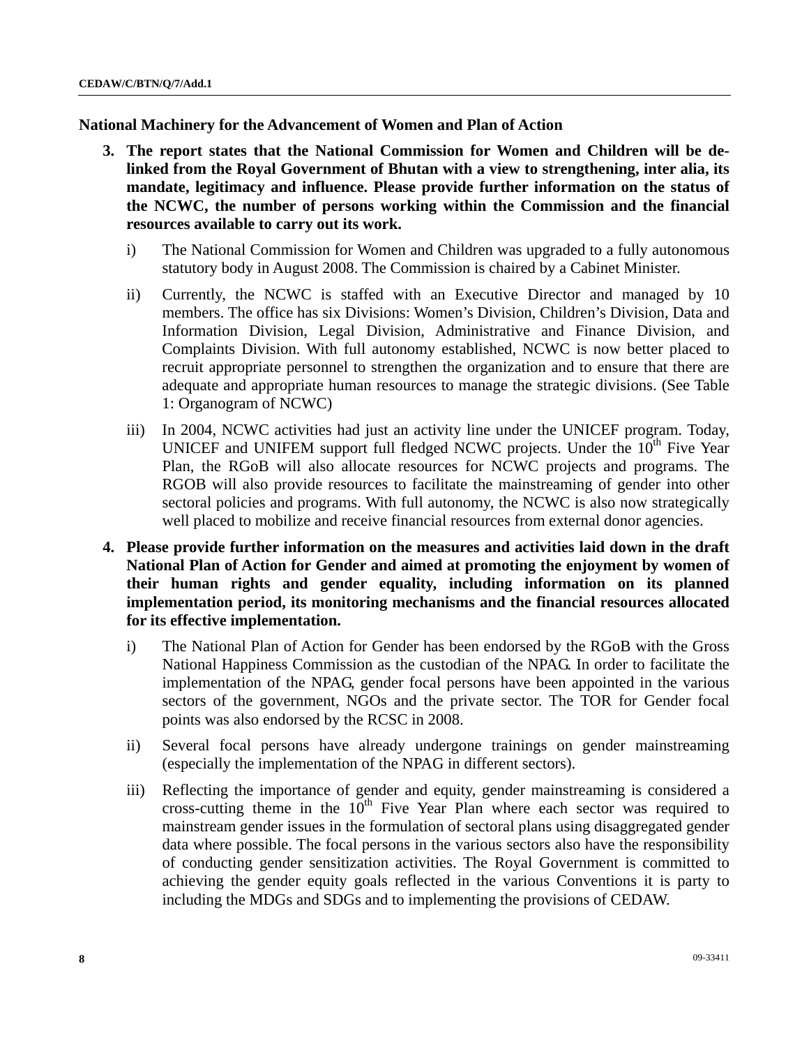## National Machinery for the Advancement of Women and Plan of Action

3. **The report states that the National Commission for Women and Children will be de-linked from the Royal Government of Bhutan with a view to strengthening, inter alia, its mandate, legitimacy and influence. Please provide further information on the status of the NCWC, the number of persons working within the Commission and the financial resources available to carry out its work.**

   i) The National Commission for Women and Children was upgraded to a fully autonomous statutory body in August 2008. The Commission is chaired by a Cabinet Minister.

   ii) Currently, the NCWC is staffed with an Executive Director and managed by 10 members. The office has six Divisions: Women's Division, Children's Division, Data and Information Division, Legal Division, Administrative and Finance Division, and Complaints Division. With full autonomy established, NCWC is now better placed to recruit appropriate personnel to strengthen the organization and to ensure that there are adequate and appropriate human resources to manage the strategic divisions. (See Table 1: Organogram of NCWC)

   iii) In 2004, NCWC activities had just an activity line under the UNICEF program. Today, UNICEF and UNIFEM support full fledged NCWC projects. Under the 10th Five Year Plan, the RGoB will also allocate resources for NCWC projects and programs. The RGOB will also provide resources to facilitate the mainstreaming of gender into other sectoral policies and programs. With full autonomy, the NCWC is also now strategically well placed to mobilize and receive financial resources from external donor agencies.

4. **Please provide further information on the measures and activities laid down in the draft National Plan of Action for Gender and aimed at promoting the enjoyment by women of their human rights and gender equality, including information on its planned implementation period, its monitoring mechanisms and the financial resources allocated for its effective implementation.**

   i) The National Plan of Action for Gender has been endorsed by the RGoB with the Gross National Happiness Commission as the custodian of the NPAG. In order to facilitate the implementation of the NPAG, gender focal persons have been appointed in the various sectors of the government, NGOs and the private sector. The TOR for Gender focal points was also endorsed by the RCSC in 2008.

   ii) Several focal persons have already undergone trainings on gender mainstreaming (especially the implementation of the NPAG in different sectors).

   iii) Reflecting the importance of gender and equity, gender mainstreaming is considered a cross-cutting theme in the 10th Five Year Plan where each sector was required to mainstream gender issues in the formulation of sectoral plans using disaggregated gender data where possible. The focal persons in the various sectors also have the responsibility of conducting gender sensitization activities. The Royal Government is committed to achieving the gender equity goals reflected in the various Conventions it is party to including the MDGs and SDGs and to implementing the provisions of CEDAW.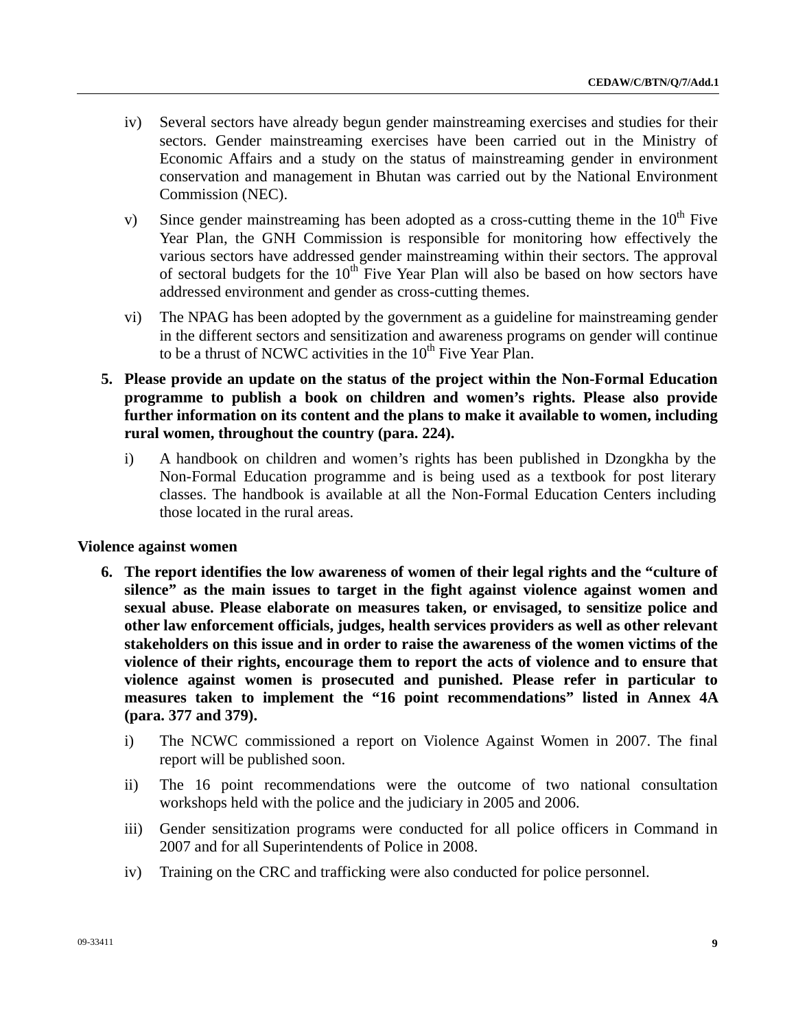iv) Several sectors have already begun gender mainstreaming exercises and studies for their sectors. Gender mainstreaming exercises have been carried out in the Ministry of Economic Affairs and a study on the status of mainstreaming gender in environment conservation and management in Bhutan was carried out by the National Environment Commission (NEC).

v) Since gender mainstreaming has been adopted as a cross-cutting theme in the 10th Five Year Plan, the GNH Commission is responsible for monitoring how effectively the various sectors have addressed gender mainstreaming within their sectors. The approval of sectoral budgets for the 10th Five Year Plan will also be based on how sectors have addressed environment and gender as cross-cutting themes.

vi) The NPAG has been adopted by the government as a guideline for mainstreaming gender in the different sectors and sensitization and awareness programs on gender will continue to be a thrust of NCWC activities in the 10th Five Year Plan.

**5. Please provide an update on the status of the project within the Non-Formal Education programme to publish a book on children and women's rights. Please also provide further information on its content and the plans to make it available to women, including rural women, throughout the country (para. 224).**

i) A handbook on children and women's rights has been published in Dzongkha by the Non-Formal Education programme and is being used as a textbook for post literary classes. The handbook is available at all the Non-Formal Education Centers including those located in the rural areas.

**Violence against women**

**6. The report identifies the low awareness of women of their legal rights and the "culture of silence" as the main issues to target in the fight against violence against women and sexual abuse. Please elaborate on measures taken, or envisaged, to sensitize police and other law enforcement officials, judges, health services providers as well as other relevant stakeholders on this issue and in order to raise the awareness of the women victims of the violence of their rights, encourage them to report the acts of violence and to ensure that violence against women is prosecuted and punished. Please refer in particular to measures taken to implement the "16 point recommendations" listed in Annex 4A (para. 377 and 379).**

i) The NCWC commissioned a report on Violence Against Women in 2007. The final report will be published soon.

ii) The 16 point recommendations were the outcome of two national consultation workshops held with the police and the judiciary in 2005 and 2006.

iii) Gender sensitization programs were conducted for all police officers in Command in 2007 and for all Superintendents of Police in 2008.

iv) Training on the CRC and trafficking were also conducted for police personnel.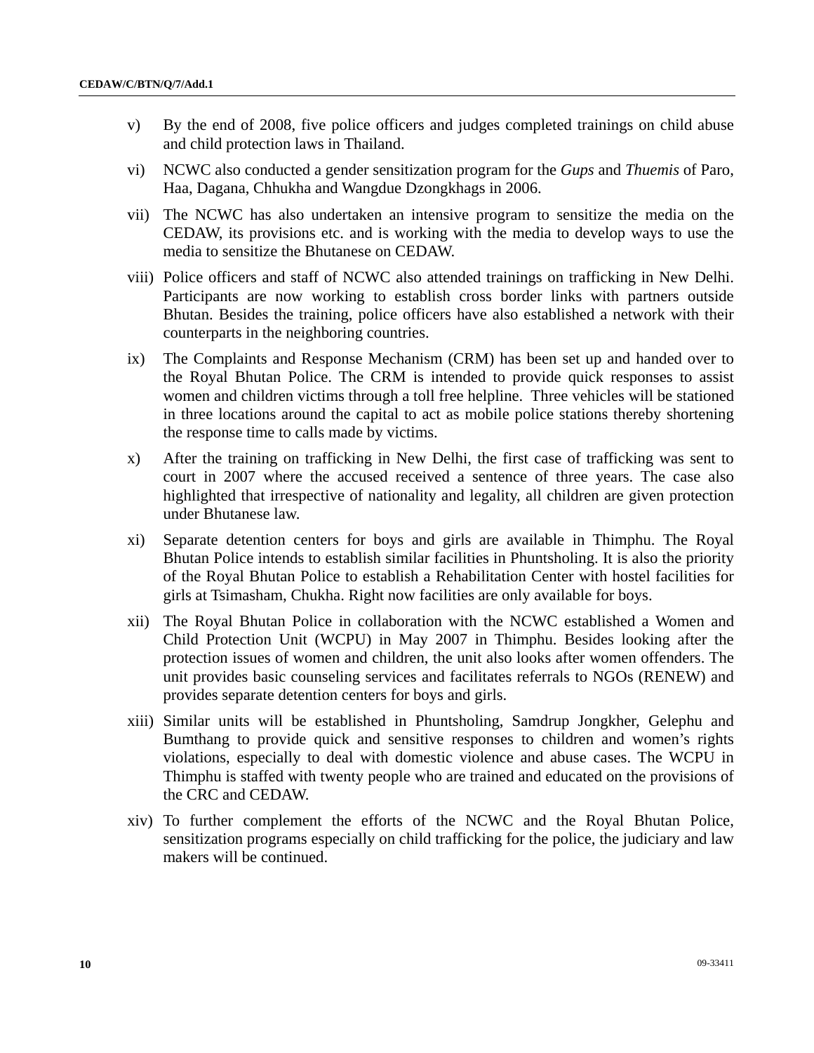v) By the end of 2008, five police officers and judges completed trainings on child abuse and child protection laws in Thailand.

vi) NCWC also conducted a gender sensitization program for the *Gups* and *Thuemis* of Paro, Haa, Dagana, Chhukha and Wangdue Dzongkhags in 2006.

vii) The NCWC has also undertaken an intensive program to sensitize the media on the CEDAW, its provisions etc. and is working with the media to develop ways to use the media to sensitize the Bhutanese on CEDAW.

viii) Police officers and staff of NCWC also attended trainings on trafficking in New Delhi. Participants are now working to establish cross border links with partners outside Bhutan. Besides the training, police officers have also established a network with their counterparts in the neighboring countries.

ix) The Complaints and Response Mechanism (CRM) has been set up and handed over to the Royal Bhutan Police. The CRM is intended to provide quick responses to assist women and children victims through a toll free helpline. Three vehicles will be stationed in three locations around the capital to act as mobile police stations thereby shortening the response time to calls made by victims.

x) After the training on trafficking in New Delhi, the first case of trafficking was sent to court in 2007 where the accused received a sentence of three years. The case also highlighted that irrespective of nationality and legality, all children are given protection under Bhutanese law.

xi) Separate detention centers for boys and girls are available in Thimphu. The Royal Bhutan Police intends to establish similar facilities in Phuntsholing. It is also the priority of the Royal Bhutan Police to establish a Rehabilitation Center with hostel facilities for girls at Tsimasham, Chukha. Right now facilities are only available for boys.

xii) The Royal Bhutan Police in collaboration with the NCWC established a Women and Child Protection Unit (WCPU) in May 2007 in Thimphu. Besides looking after the protection issues of women and children, the unit also looks after women offenders. The unit provides basic counseling services and facilitates referrals to NGOs (RENEW) and provides separate detention centers for boys and girls.

xiii) Similar units will be established in Phuntsholing, Samdrup Jongkher, Gelephu and Bumthang to provide quick and sensitive responses to children and women's rights violations, especially to deal with domestic violence and abuse cases. The WCPU in Thimphu is staffed with twenty people who are trained and educated on the provisions of the CRC and CEDAW.

xiv) To further complement the efforts of the NCWC and the Royal Bhutan Police, sensitization programs especially on child trafficking for the police, the judiciary and law makers will be continued.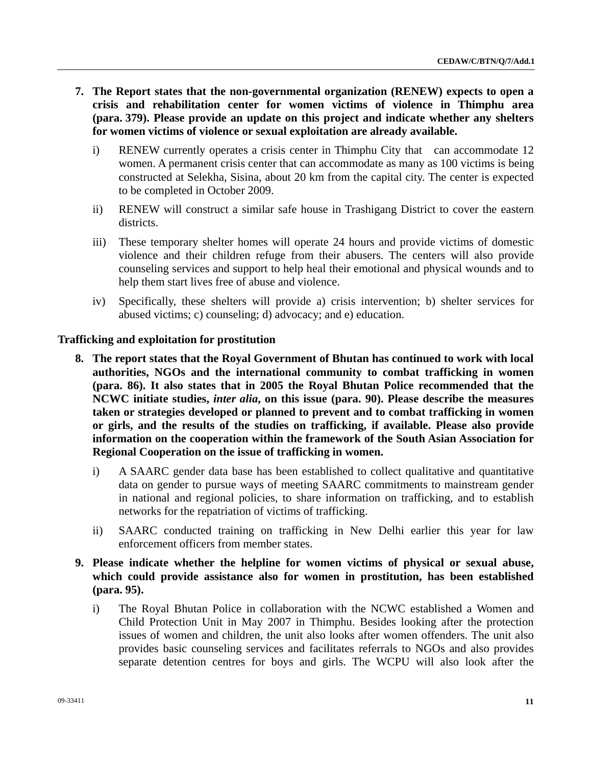**7. The Report states that the non-governmental organization (RENEW) expects to open a crisis and rehabilitation center for women victims of violence in Thimphu area (para. 379). Please provide an update on this project and indicate whether any shelters for women victims of violence or sexual exploitation are already available.**

i) RENEW currently operates a crisis center in Thimphu City that can accommodate 12 women. A permanent crisis center that can accommodate as many as 100 victims is being constructed at Selekha, Sisina, about 20 km from the capital city. The center is expected to be completed in October 2009.

ii) RENEW will construct a similar safe house in Trashigang District to cover the eastern districts.

iii) These temporary shelter homes will operate 24 hours and provide victims of domestic violence and their children refuge from their abusers. The centers will also provide counseling services and support to help heal their emotional and physical wounds and to help them start lives free of abuse and violence.

iv) Specifically, these shelters will provide a) crisis intervention; b) shelter services for abused victims; c) counseling; d) advocacy; and e) education.

**Trafficking and exploitation for prostitution**

**8. The report states that the Royal Government of Bhutan has continued to work with local authorities, NGOs and the international community to combat trafficking in women (para. 86). It also states that in 2005 the Royal Bhutan Police recommended that the NCWC initiate studies, *inter alia*, on this issue (para. 90). Please describe the measures taken or strategies developed or planned to prevent and to combat trafficking in women or girls, and the results of the studies on trafficking, if available. Please also provide information on the cooperation within the framework of the South Asian Association for Regional Cooperation on the issue of trafficking in women.**

i) A SAARC gender data base has been established to collect qualitative and quantitative data on gender to pursue ways of meeting SAARC commitments to mainstream gender in national and regional policies, to share information on trafficking, and to establish networks for the repatriation of victims of trafficking.

ii) SAARC conducted training on trafficking in New Delhi earlier this year for law enforcement officers from member states.

**9. Please indicate whether the helpline for women victims of physical or sexual abuse, which could provide assistance also for women in prostitution, has been established (para. 95).**

i) The Royal Bhutan Police in collaboration with the NCWC established a Women and Child Protection Unit in May 2007 in Thimphu. Besides looking after the protection issues of women and children, the unit also looks after women offenders. The unit also provides basic counseling services and facilitates referrals to NGOs and also provides separate detention centres for boys and girls. The WCPU will also look after the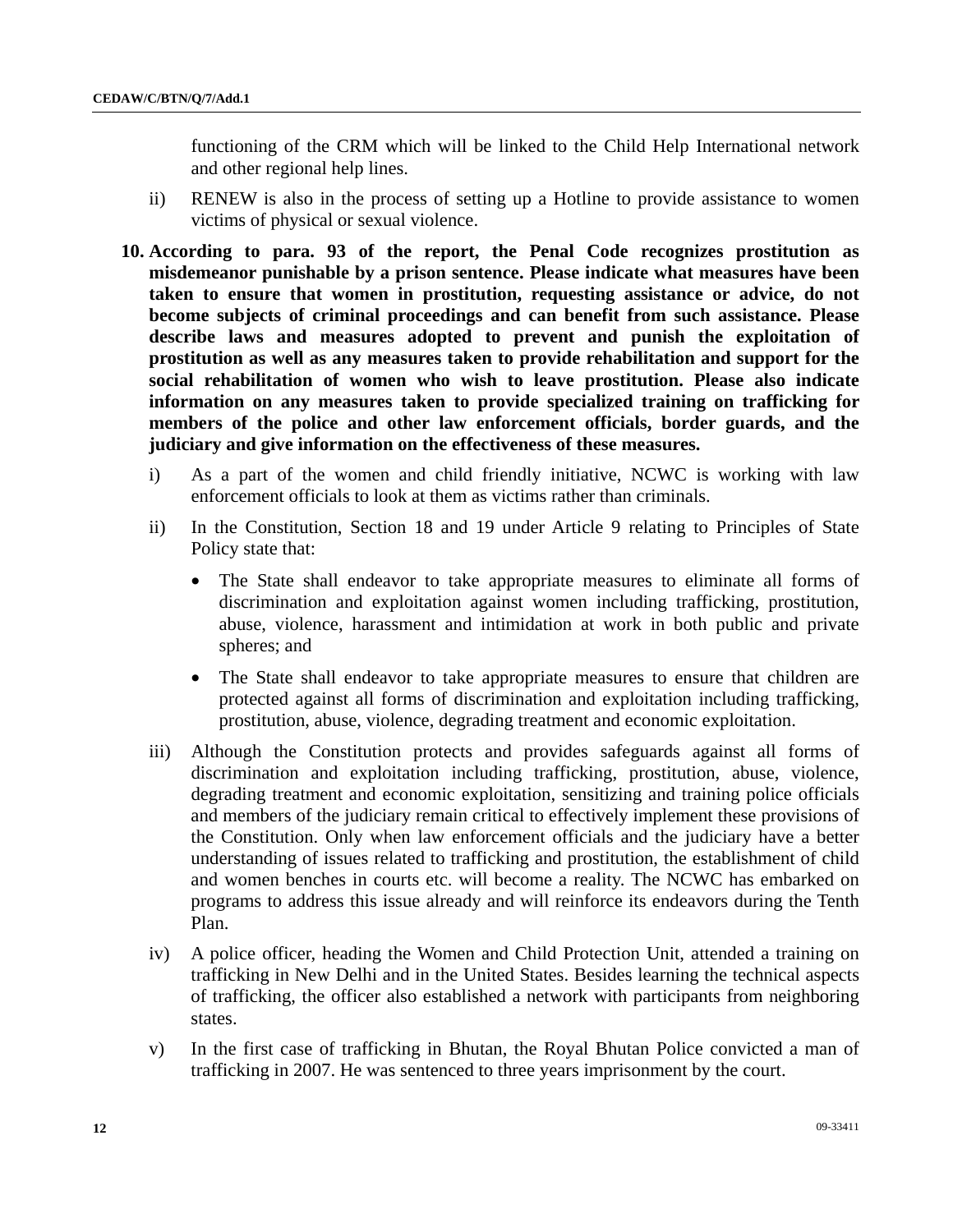functioning of the CRM which will be linked to the Child Help International network and other regional help lines.

ii) RENEW is also in the process of setting up a Hotline to provide assistance to women victims of physical or sexual violence.

**10. According to para. 93 of the report, the Penal Code recognizes prostitution as misdemeanor punishable by a prison sentence. Please indicate what measures have been taken to ensure that women in prostitution, requesting assistance or advice, do not become subjects of criminal proceedings and can benefit from such assistance. Please describe laws and measures adopted to prevent and punish the exploitation of prostitution as well as any measures taken to provide rehabilitation and support for the social rehabilitation of women who wish to leave prostitution. Please also indicate information on any measures taken to provide specialized training on trafficking for members of the police and other law enforcement officials, border guards, and the judiciary and give information on the effectiveness of these measures.**

i) As a part of the women and child friendly initiative, NCWC is working with law enforcement officials to look at them as victims rather than criminals.

ii) In the Constitution, Section 18 and 19 under Article 9 relating to Principles of State Policy state that:

- The State shall endeavor to take appropriate measures to eliminate all forms of discrimination and exploitation against women including trafficking, prostitution, abuse, violence, harassment and intimidation at work in both public and private spheres; and
- The State shall endeavor to take appropriate measures to ensure that children are protected against all forms of discrimination and exploitation including trafficking, prostitution, abuse, violence, degrading treatment and economic exploitation.

iii) Although the Constitution protects and provides safeguards against all forms of discrimination and exploitation including trafficking, prostitution, abuse, violence, degrading treatment and economic exploitation, sensitizing and training police officials and members of the judiciary remain critical to effectively implement these provisions of the Constitution. Only when law enforcement officials and the judiciary have a better understanding of issues related to trafficking and prostitution, the establishment of child and women benches in courts etc. will become a reality. The NCWC has embarked on programs to address this issue already and will reinforce its endeavors during the Tenth Plan.

iv) A police officer, heading the Women and Child Protection Unit, attended a training on trafficking in New Delhi and in the United States. Besides learning the technical aspects of trafficking, the officer also established a network with participants from neighboring states.

v) In the first case of trafficking in Bhutan, the Royal Bhutan Police convicted a man of trafficking in 2007. He was sentenced to three years imprisonment by the court.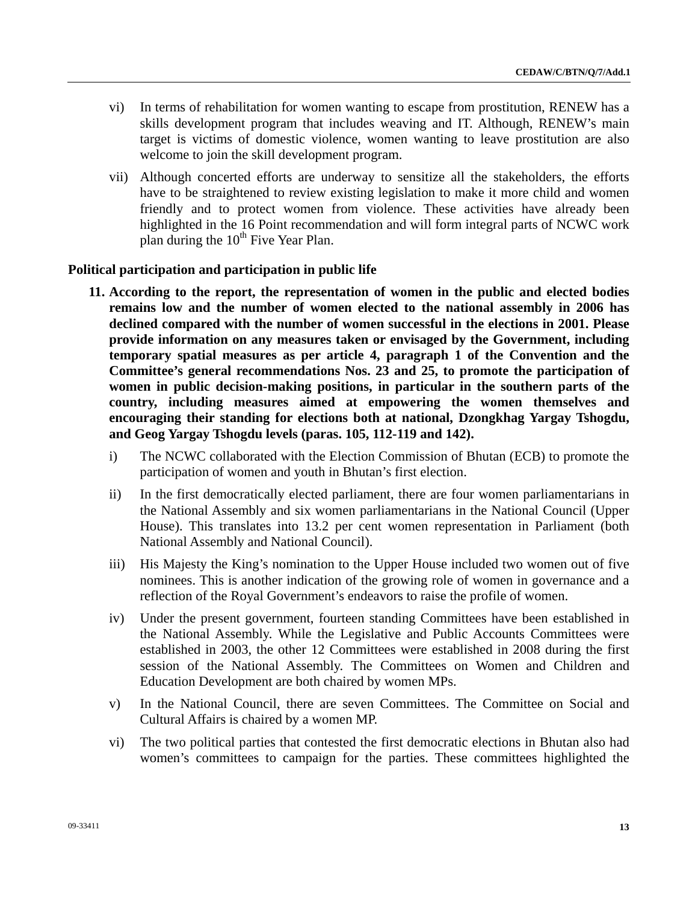vi) In terms of rehabilitation for women wanting to escape from prostitution, RENEW has a skills development program that includes weaving and IT. Although, RENEW's main target is victims of domestic violence, women wanting to leave prostitution are also welcome to join the skill development program.

vii) Although concerted efforts are underway to sensitize all the stakeholders, the efforts have to be straightened to review existing legislation to make it more child and women friendly and to protect women from violence. These activities have already been highlighted in the 16 Point recommendation and will form integral parts of NCWC work plan during the 10th Five Year Plan.

**Political participation and participation in public life**

**11. According to the report, the representation of women in the public and elected bodies remains low and the number of women elected to the national assembly in 2006 has declined compared with the number of women successful in the elections in 2001. Please provide information on any measures taken or envisaged by the Government, including temporary spatial measures as per article 4, paragraph 1 of the Convention and the Committee's general recommendations Nos. 23 and 25, to promote the participation of women in public decision-making positions, in particular in the southern parts of the country, including measures aimed at empowering the women themselves and encouraging their standing for elections both at national, Dzongkhag Yargay Tshogdu, and Geog Yargay Tshogdu levels (paras. 105, 112-119 and 142).**

i) The NCWC collaborated with the Election Commission of Bhutan (ECB) to promote the participation of women and youth in Bhutan's first election.

ii) In the first democratically elected parliament, there are four women parliamentarians in the National Assembly and six women parliamentarians in the National Council (Upper House). This translates into 13.2 per cent women representation in Parliament (both National Assembly and National Council).

iii) His Majesty the King's nomination to the Upper House included two women out of five nominees. This is another indication of the growing role of women in governance and a reflection of the Royal Government's endeavors to raise the profile of women.

iv) Under the present government, fourteen standing Committees have been established in the National Assembly. While the Legislative and Public Accounts Committees were established in 2003, the other 12 Committees were established in 2008 during the first session of the National Assembly. The Committees on Women and Children and Education Development are both chaired by women MPs.

v) In the National Council, there are seven Committees. The Committee on Social and Cultural Affairs is chaired by a women MP.

vi) The two political parties that contested the first democratic elections in Bhutan also had women's committees to campaign for the parties. These committees highlighted the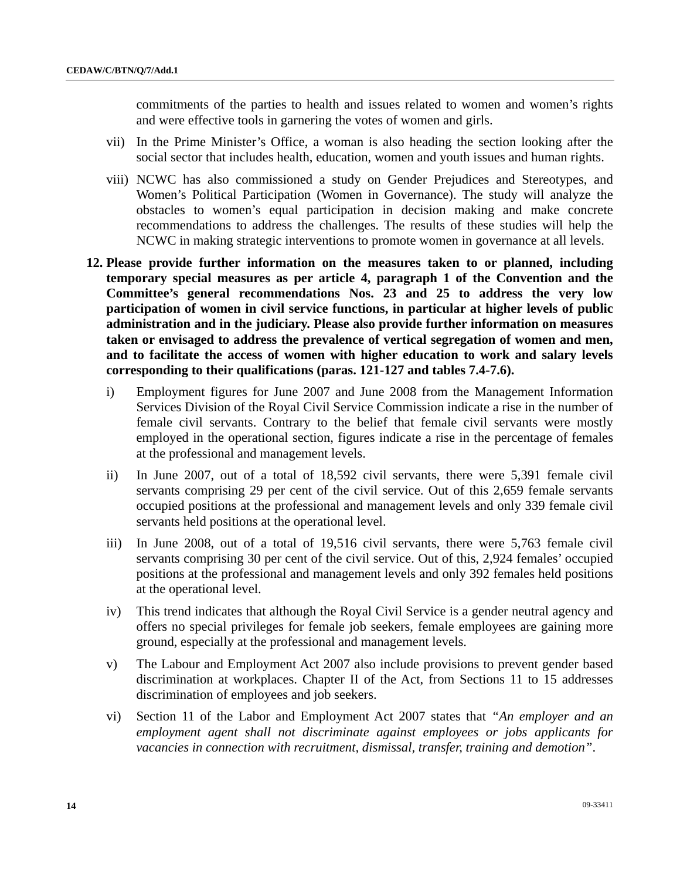commitments of the parties to health and issues related to women and women's rights and were effective tools in garnering the votes of women and girls.

vii) In the Prime Minister's Office, a woman is also heading the section looking after the social sector that includes health, education, women and youth issues and human rights.

viii) NCWC has also commissioned a study on Gender Prejudices and Stereotypes, and Women's Political Participation (Women in Governance). The study will analyze the obstacles to women's equal participation in decision making and make concrete recommendations to address the challenges. The results of these studies will help the NCWC in making strategic interventions to promote women in governance at all levels.

**12. Please provide further information on the measures taken to or planned, including temporary special measures as per article 4, paragraph 1 of the Convention and the Committee's general recommendations Nos. 23 and 25 to address the very low participation of women in civil service functions, in particular at higher levels of public administration and in the judiciary. Please also provide further information on measures taken or envisaged to address the prevalence of vertical segregation of women and men, and to facilitate the access of women with higher education to work and salary levels corresponding to their qualifications (paras. 121-127 and tables 7.4-7.6).**

i) Employment figures for June 2007 and June 2008 from the Management Information Services Division of the Royal Civil Service Commission indicate a rise in the number of female civil servants. Contrary to the belief that female civil servants were mostly employed in the operational section, figures indicate a rise in the percentage of females at the professional and management levels.

ii) In June 2007, out of a total of 18,592 civil servants, there were 5,391 female civil servants comprising 29 per cent of the civil service. Out of this 2,659 female servants occupied positions at the professional and management levels and only 339 female civil servants held positions at the operational level.

iii) In June 2008, out of a total of 19,516 civil servants, there were 5,763 female civil servants comprising 30 per cent of the civil service. Out of this, 2,924 females' occupied positions at the professional and management levels and only 392 females held positions at the operational level.

iv) This trend indicates that although the Royal Civil Service is a gender neutral agency and offers no special privileges for female job seekers, female employees are gaining more ground, especially at the professional and management levels.

v) The Labour and Employment Act 2007 also include provisions to prevent gender based discrimination at workplaces. Chapter II of the Act, from Sections 11 to 15 addresses discrimination of employees and job seekers.

vi) Section 11 of the Labor and Employment Act 2007 states that *"An employer and an employment agent shall not discriminate against employees or jobs applicants for vacancies in connection with recruitment, dismissal, transfer, training and demotion"*.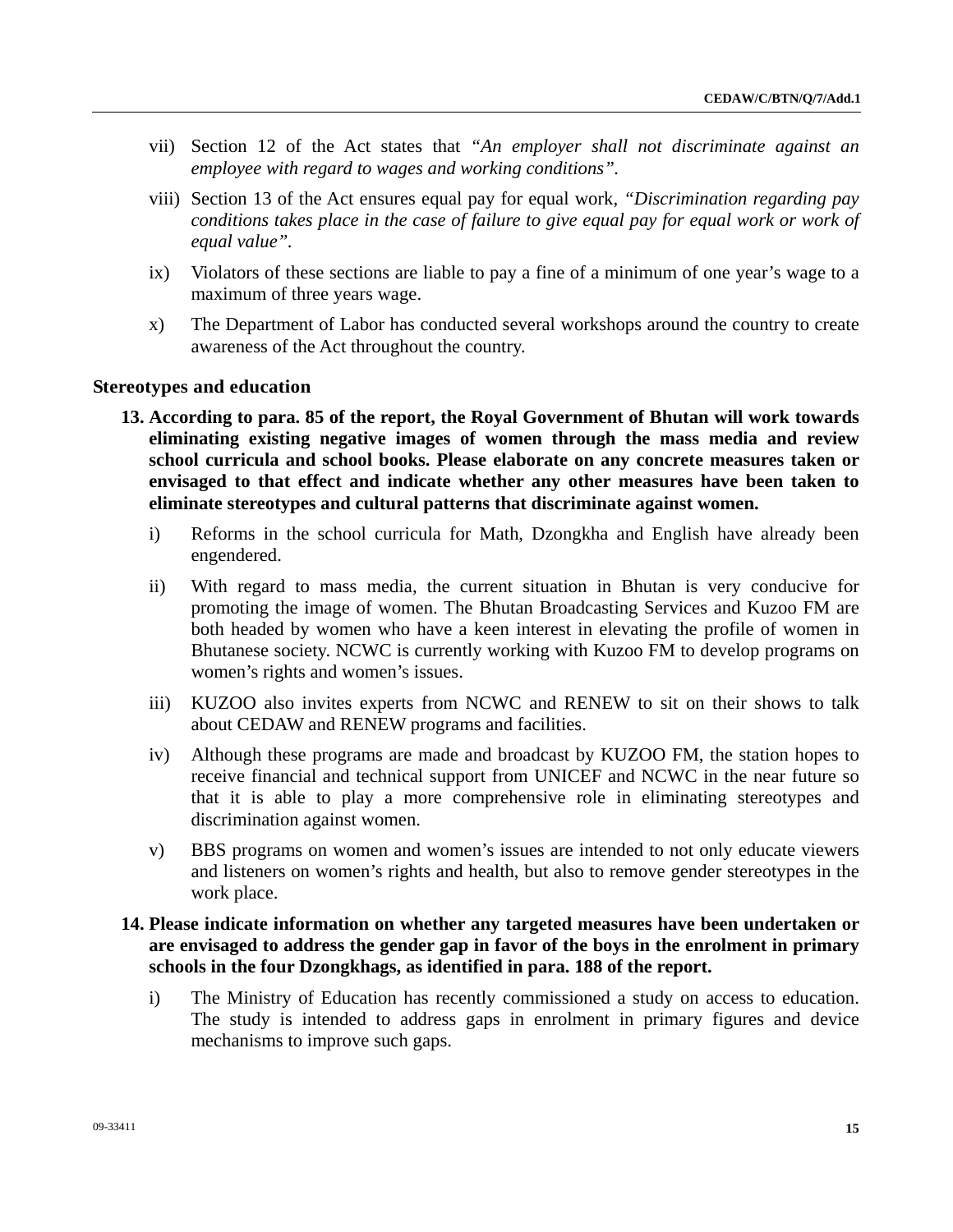vii) Section 12 of the Act states that *"An employer shall not discriminate against an employee with regard to wages and working conditions"*.

viii) Section 13 of the Act ensures equal pay for equal work, *"Discrimination regarding pay conditions takes place in the case of failure to give equal pay for equal work or work of equal value"*.

ix) Violators of these sections are liable to pay a fine of a minimum of one year's wage to a maximum of three years wage.

x) The Department of Labor has conducted several workshops around the country to create awareness of the Act throughout the country.

### Stereotypes and education

**13. According to para. 85 of the report, the Royal Government of Bhutan will work towards eliminating existing negative images of women through the mass media and review school curricula and school books. Please elaborate on any concrete measures taken or envisaged to that effect and indicate whether any other measures have been taken to eliminate stereotypes and cultural patterns that discriminate against women.**

i) Reforms in the school curricula for Math, Dzongkha and English have already been engendered.

ii) With regard to mass media, the current situation in Bhutan is very conducive for promoting the image of women. The Bhutan Broadcasting Services and Kuzoo FM are both headed by women who have a keen interest in elevating the profile of women in Bhutanese society. NCWC is currently working with Kuzoo FM to develop programs on women's rights and women's issues.

iii) KUZOO also invites experts from NCWC and RENEW to sit on their shows to talk about CEDAW and RENEW programs and facilities.

iv) Although these programs are made and broadcast by KUZOO FM, the station hopes to receive financial and technical support from UNICEF and NCWC in the near future so that it is able to play a more comprehensive role in eliminating stereotypes and discrimination against women.

v) BBS programs on women and women's issues are intended to not only educate viewers and listeners on women's rights and health, but also to remove gender stereotypes in the work place.

**14. Please indicate information on whether any targeted measures have been undertaken or are envisaged to address the gender gap in favor of the boys in the enrolment in primary schools in the four Dzongkhags, as identified in para. 188 of the report.**

i) The Ministry of Education has recently commissioned a study on access to education. The study is intended to address gaps in enrolment in primary figures and device mechanisms to improve such gaps.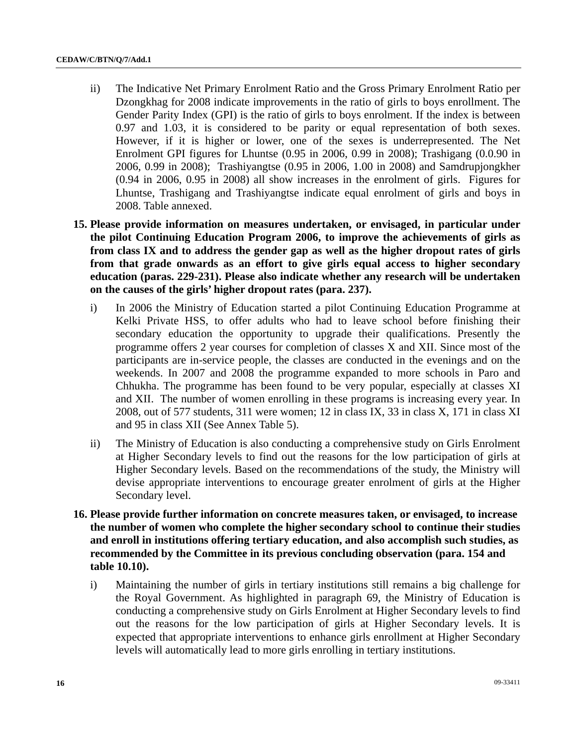ii) The Indicative Net Primary Enrolment Ratio and the Gross Primary Enrolment Ratio per Dzongkhag for 2008 indicate improvements in the ratio of girls to boys enrollment. The Gender Parity Index (GPI) is the ratio of girls to boys enrolment. If the index is between 0.97 and 1.03, it is considered to be parity or equal representation of both sexes. However, if it is higher or lower, one of the sexes is underrepresented. The Net Enrolment GPI figures for Lhuntse (0.95 in 2006, 0.99 in 2008); Trashigang (0.0.90 in 2006, 0.99 in 2008); Trashiyangtse (0.95 in 2006, 1.00 in 2008) and Samdrupjongkher (0.94 in 2006, 0.95 in 2008) all show increases in the enrolment of girls. Figures for Lhuntse, Trashigang and Trashiyangtse indicate equal enrolment of girls and boys in 2008. Table annexed.

**15. Please provide information on measures undertaken, or envisaged, in particular under the pilot Continuing Education Program 2006, to improve the achievements of girls as from class IX and to address the gender gap as well as the higher dropout rates of girls from that grade onwards as an effort to give girls equal access to higher secondary education (paras. 229-231). Please also indicate whether any research will be undertaken on the causes of the girls' higher dropout rates (para. 237).**

i) In 2006 the Ministry of Education started a pilot Continuing Education Programme at Kelki Private HSS, to offer adults who had to leave school before finishing their secondary education the opportunity to upgrade their qualifications. Presently the programme offers 2 year courses for completion of classes X and XII. Since most of the participants are in-service people, the classes are conducted in the evenings and on the weekends. In 2007 and 2008 the programme expanded to more schools in Paro and Chhukha. The programme has been found to be very popular, especially at classes XI and XII. The number of women enrolling in these programs is increasing every year. In 2008, out of 577 students, 311 were women; 12 in class IX, 33 in class X, 171 in class XI and 95 in class XII (See Annex Table 5).

ii) The Ministry of Education is also conducting a comprehensive study on Girls Enrolment at Higher Secondary levels to find out the reasons for the low participation of girls at Higher Secondary levels. Based on the recommendations of the study, the Ministry will devise appropriate interventions to encourage greater enrolment of girls at the Higher Secondary level.

**16. Please provide further information on concrete measures taken, or envisaged, to increase the number of women who complete the higher secondary school to continue their studies and enroll in institutions offering tertiary education, and also accomplish such studies, as recommended by the Committee in its previous concluding observation (para. 154 and table 10.10).**

i) Maintaining the number of girls in tertiary institutions still remains a big challenge for the Royal Government. As highlighted in paragraph 69, the Ministry of Education is conducting a comprehensive study on Girls Enrolment at Higher Secondary levels to find out the reasons for the low participation of girls at Higher Secondary levels. It is expected that appropriate interventions to enhance girls enrollment at Higher Secondary levels will automatically lead to more girls enrolling in tertiary institutions.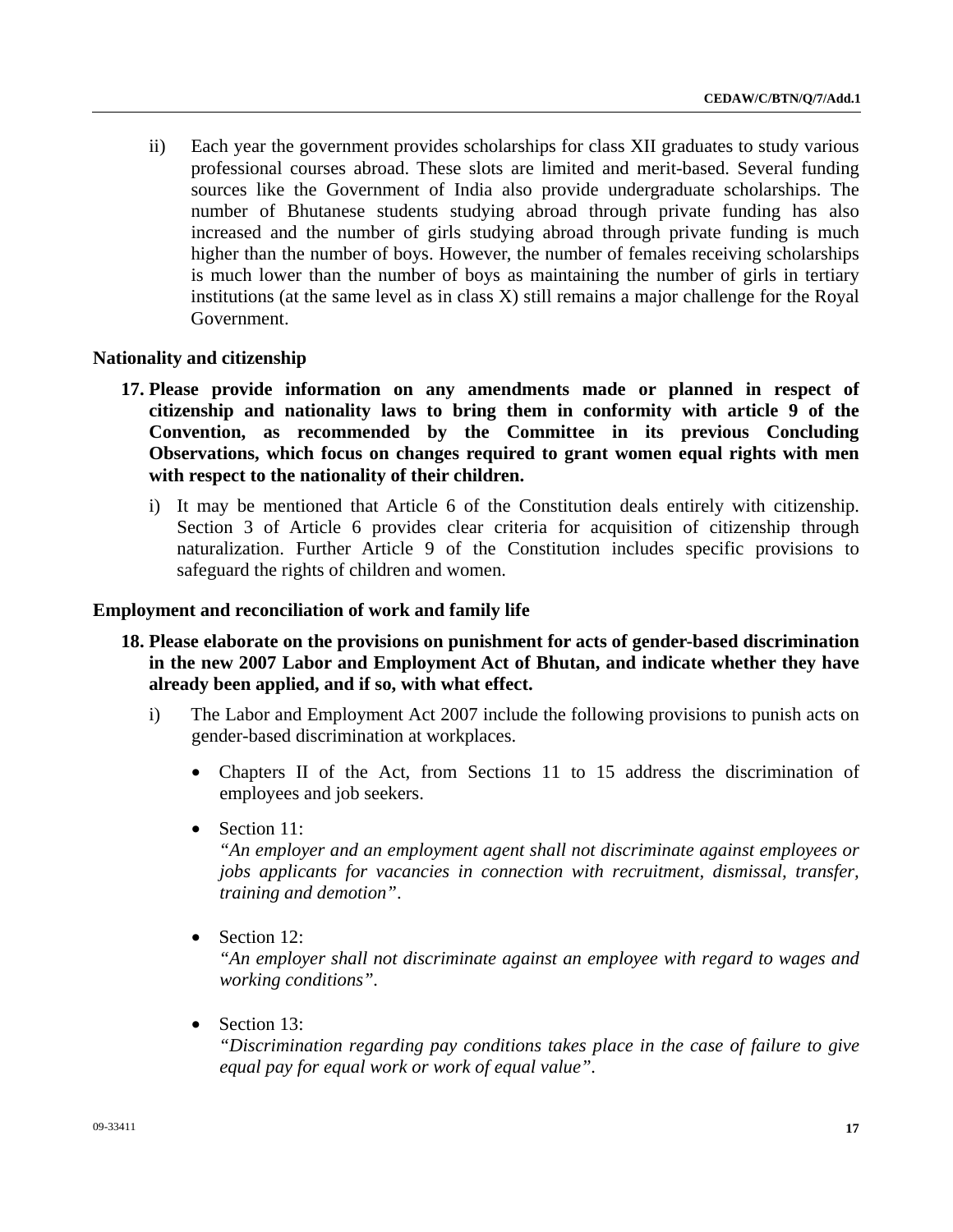ii) Each year the government provides scholarships for class XII graduates to study various professional courses abroad. These slots are limited and merit-based. Several funding sources like the Government of India also provide undergraduate scholarships. The number of Bhutanese students studying abroad through private funding has also increased and the number of girls studying abroad through private funding is much higher than the number of boys. However, the number of females receiving scholarships is much lower than the number of boys as maintaining the number of girls in tertiary institutions (at the same level as in class X) still remains a major challenge for the Royal Government.

### Nationality and citizenship

**17. Please provide information on any amendments made or planned in respect of citizenship and nationality laws to bring them in conformity with article 9 of the Convention, as recommended by the Committee in its previous Concluding Observations, which focus on changes required to grant women equal rights with men with respect to the nationality of their children.**

i) It may be mentioned that Article 6 of the Constitution deals entirely with citizenship. Section 3 of Article 6 provides clear criteria for acquisition of citizenship through naturalization. Further Article 9 of the Constitution includes specific provisions to safeguard the rights of children and women.

### Employment and reconciliation of work and family life

**18. Please elaborate on the provisions on punishment for acts of gender-based discrimination in the new 2007 Labor and Employment Act of Bhutan, and indicate whether they have already been applied, and if so, with what effect.**

i) The Labor and Employment Act 2007 include the following provisions to punish acts on gender-based discrimination at workplaces.

- Chapters II of the Act, from Sections 11 to 15 address the discrimination of employees and job seekers.

- Section 11:
  *"An employer and an employment agent shall not discriminate against employees or jobs applicants for vacancies in connection with recruitment, dismissal, transfer, training and demotion".*

- Section 12:
  *"An employer shall not discriminate against an employee with regard to wages and working conditions".*

- Section 13:
  *"Discrimination regarding pay conditions takes place in the case of failure to give equal pay for equal work or work of equal value".*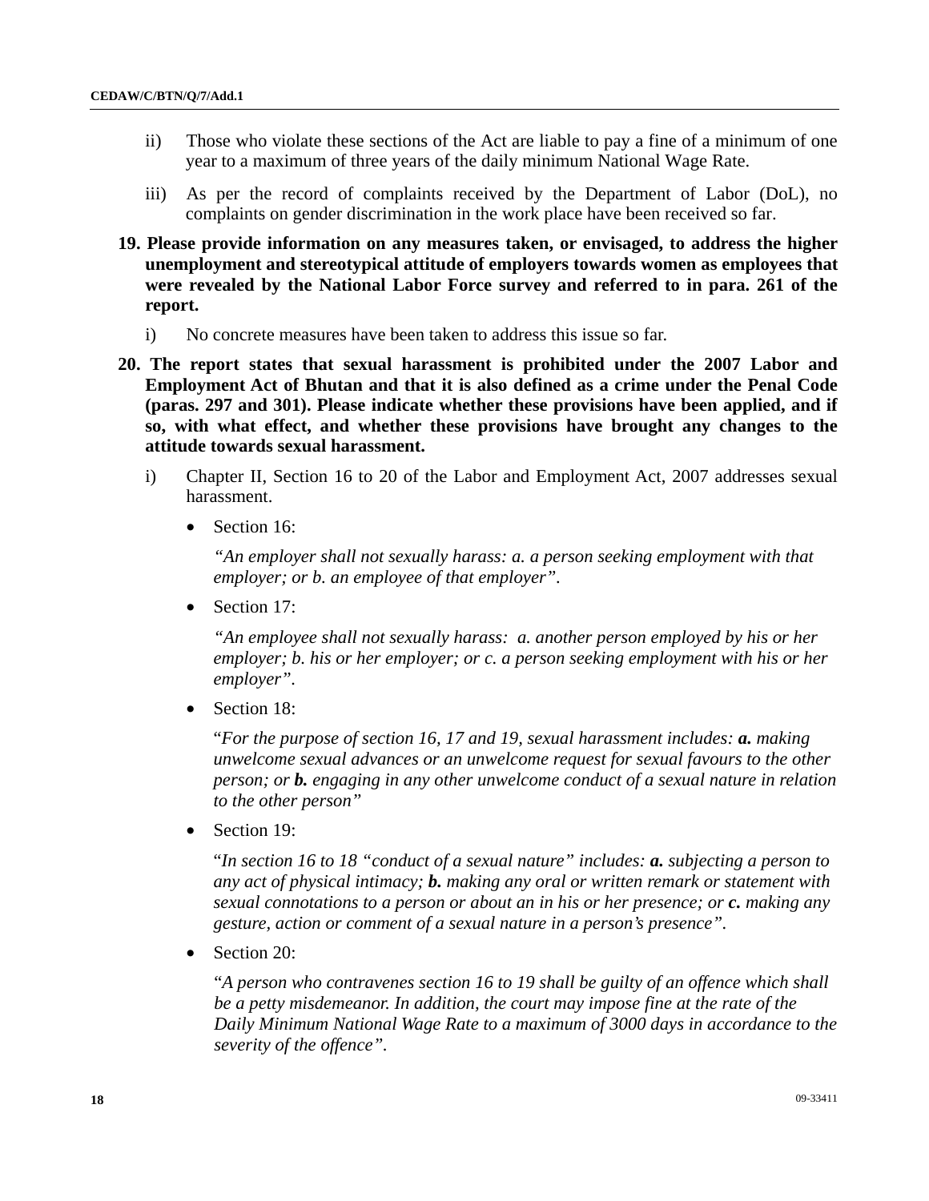ii) Those who violate these sections of the Act are liable to pay a fine of a minimum of one year to a maximum of three years of the daily minimum National Wage Rate.

iii) As per the record of complaints received by the Department of Labor (DoL), no complaints on gender discrimination in the work place have been received so far.

**19. Please provide information on any measures taken, or envisaged, to address the higher unemployment and stereotypical attitude of employers towards women as employees that were revealed by the National Labor Force survey and referred to in para. 261 of the report.**

i) No concrete measures have been taken to address this issue so far.

**20. The report states that sexual harassment is prohibited under the 2007 Labor and Employment Act of Bhutan and that it is also defined as a crime under the Penal Code (paras. 297 and 301). Please indicate whether these provisions have been applied, and if so, with what effect, and whether these provisions have brought any changes to the attitude towards sexual harassment.**

i) Chapter II, Section 16 to 20 of the Labor and Employment Act, 2007 addresses sexual harassment.

- Section 16:

  *"An employer shall not sexually harass: a. a person seeking employment with that employer; or b. an employee of that employer".*

- Section 17:

  *"An employee shall not sexually harass: a. another person employed by his or her employer; b. his or her employer; or c. a person seeking employment with his or her employer".*

- Section 18:

  "*For the purpose of section 16, 17 and 19, sexual harassment includes: **a.** making unwelcome sexual advances or an unwelcome request for sexual favours to the other person; or **b.** engaging in any other unwelcome conduct of a sexual nature in relation to the other person"*

- Section 19:

  "*In section 16 to 18 "conduct of a sexual nature" includes: **a.** subjecting a person to any act of physical intimacy; **b.** making any oral or written remark or statement with sexual connotations to a person or about an in his or her presence; or **c.** making any gesture, action or comment of a sexual nature in a person's presence".*

- Section 20:

  *"A person who contravenes section 16 to 19 shall be guilty of an offence which shall be a petty misdemeanor. In addition, the court may impose fine at the rate of the Daily Minimum National Wage Rate to a maximum of 3000 days in accordance to the severity of the offence".*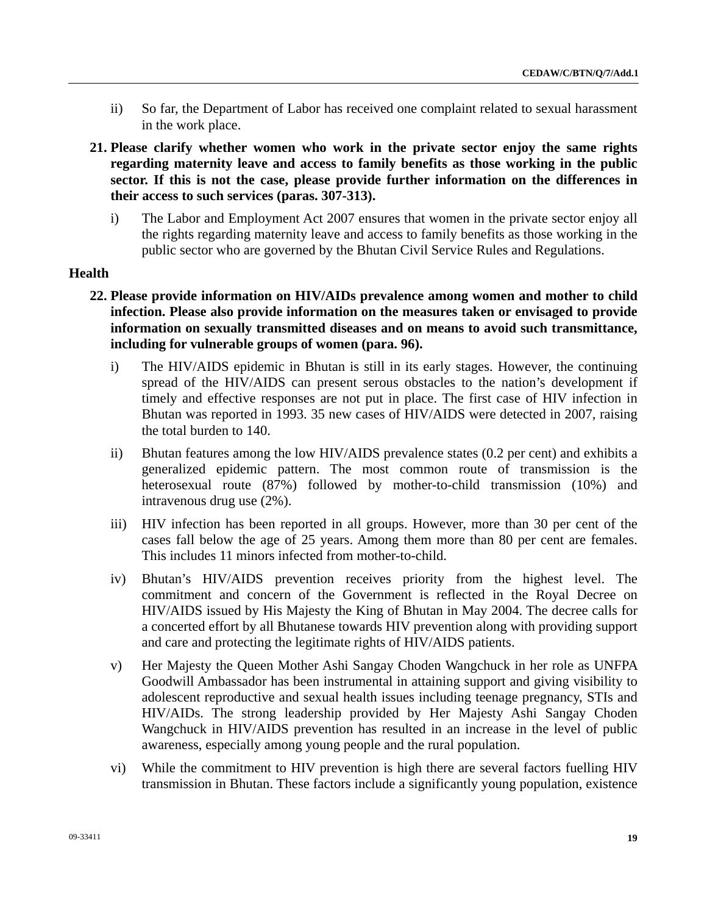ii) So far, the Department of Labor has received one complaint related to sexual harassment in the work place.

**21. Please clarify whether women who work in the private sector enjoy the same rights regarding maternity leave and access to family benefits as those working in the public sector. If this is not the case, please provide further information on the differences in their access to such services (paras. 307-313).**

i) The Labor and Employment Act 2007 ensures that women in the private sector enjoy all the rights regarding maternity leave and access to family benefits as those working in the public sector who are governed by the Bhutan Civil Service Rules and Regulations.

**Health**

**22. Please provide information on HIV/AIDs prevalence among women and mother to child infection. Please also provide information on the measures taken or envisaged to provide information on sexually transmitted diseases and on means to avoid such transmittance, including for vulnerable groups of women (para. 96).**

i) The HIV/AIDS epidemic in Bhutan is still in its early stages. However, the continuing spread of the HIV/AIDS can present serous obstacles to the nation's development if timely and effective responses are not put in place. The first case of HIV infection in Bhutan was reported in 1993. 35 new cases of HIV/AIDS were detected in 2007, raising the total burden to 140.

ii) Bhutan features among the low HIV/AIDS prevalence states (0.2 per cent) and exhibits a generalized epidemic pattern. The most common route of transmission is the heterosexual route (87%) followed by mother-to-child transmission (10%) and intravenous drug use (2%).

iii) HIV infection has been reported in all groups. However, more than 30 per cent of the cases fall below the age of 25 years. Among them more than 80 per cent are females. This includes 11 minors infected from mother-to-child.

iv) Bhutan's HIV/AIDS prevention receives priority from the highest level. The commitment and concern of the Government is reflected in the Royal Decree on HIV/AIDS issued by His Majesty the King of Bhutan in May 2004. The decree calls for a concerted effort by all Bhutanese towards HIV prevention along with providing support and care and protecting the legitimate rights of HIV/AIDS patients.

v) Her Majesty the Queen Mother Ashi Sangay Choden Wangchuck in her role as UNFPA Goodwill Ambassador has been instrumental in attaining support and giving visibility to adolescent reproductive and sexual health issues including teenage pregnancy, STIs and HIV/AIDs. The strong leadership provided by Her Majesty Ashi Sangay Choden Wangchuck in HIV/AIDS prevention has resulted in an increase in the level of public awareness, especially among young people and the rural population.

vi) While the commitment to HIV prevention is high there are several factors fuelling HIV transmission in Bhutan. These factors include a significantly young population, existence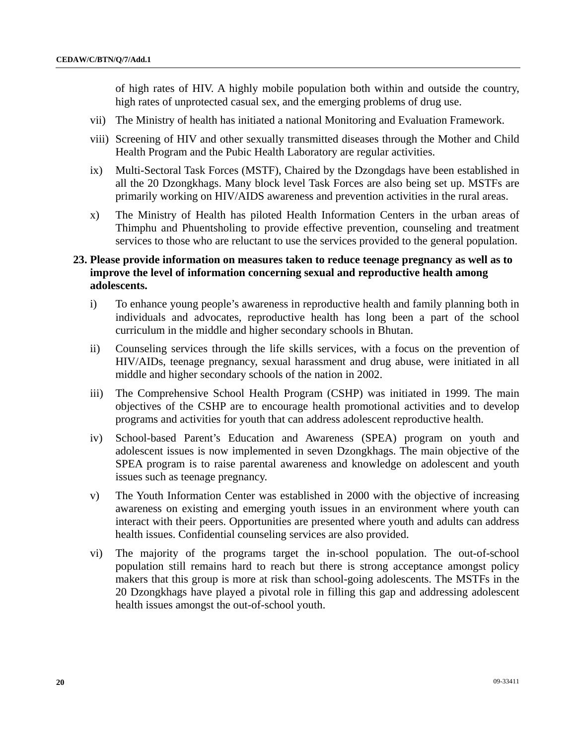of high rates of HIV. A highly mobile population both within and outside the country, high rates of unprotected casual sex, and the emerging problems of drug use.

vii) The Ministry of health has initiated a national Monitoring and Evaluation Framework.

viii) Screening of HIV and other sexually transmitted diseases through the Mother and Child Health Program and the Pubic Health Laboratory are regular activities.

ix) Multi-Sectoral Task Forces (MSTF), Chaired by the Dzongdags have been established in all the 20 Dzongkhags. Many block level Task Forces are also being set up. MSTFs are primarily working on HIV/AIDS awareness and prevention activities in the rural areas.

x) The Ministry of Health has piloted Health Information Centers in the urban areas of Thimphu and Phuentsholing to provide effective prevention, counseling and treatment services to those who are reluctant to use the services provided to the general population.

**23. Please provide information on measures taken to reduce teenage pregnancy as well as to improve the level of information concerning sexual and reproductive health among adolescents.**

i) To enhance young people's awareness in reproductive health and family planning both in individuals and advocates, reproductive health has long been a part of the school curriculum in the middle and higher secondary schools in Bhutan.

ii) Counseling services through the life skills services, with a focus on the prevention of HIV/AIDs, teenage pregnancy, sexual harassment and drug abuse, were initiated in all middle and higher secondary schools of the nation in 2002.

iii) The Comprehensive School Health Program (CSHP) was initiated in 1999. The main objectives of the CSHP are to encourage health promotional activities and to develop programs and activities for youth that can address adolescent reproductive health.

iv) School-based Parent's Education and Awareness (SPEA) program on youth and adolescent issues is now implemented in seven Dzongkhags. The main objective of the SPEA program is to raise parental awareness and knowledge on adolescent and youth issues such as teenage pregnancy.

v) The Youth Information Center was established in 2000 with the objective of increasing awareness on existing and emerging youth issues in an environment where youth can interact with their peers. Opportunities are presented where youth and adults can address health issues. Confidential counseling services are also provided.

vi) The majority of the programs target the in-school population. The out-of-school population still remains hard to reach but there is strong acceptance amongst policy makers that this group is more at risk than school-going adolescents. The MSTFs in the 20 Dzongkhags have played a pivotal role in filling this gap and addressing adolescent health issues amongst the out-of-school youth.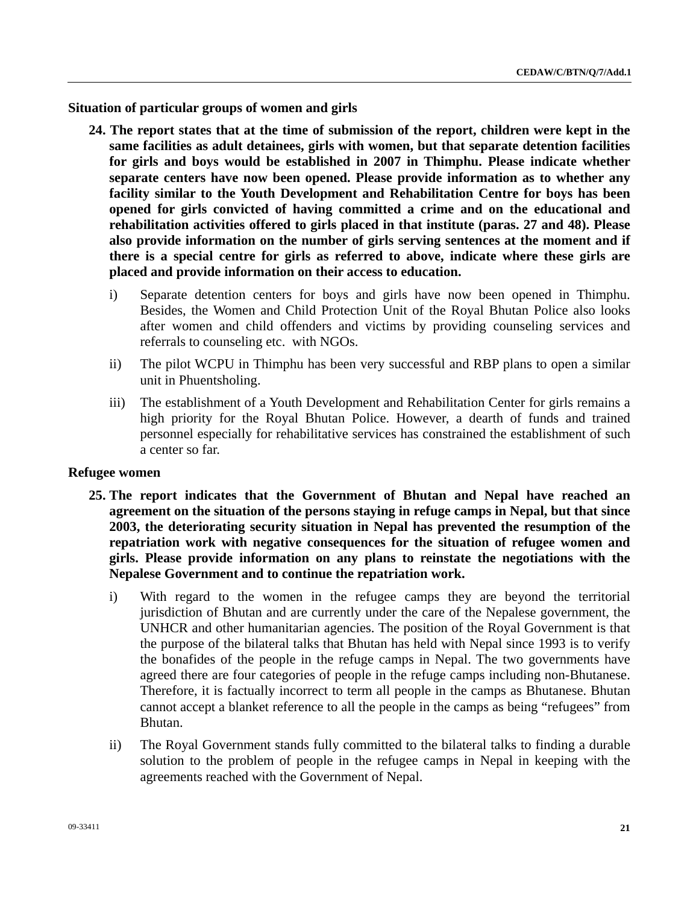**Situation of particular groups of women and girls**

24. **The report states that at the time of submission of the report, children were kept in the same facilities as adult detainees, girls with women, but that separate detention facilities for girls and boys would be established in 2007 in Thimphu. Please indicate whether separate centers have now been opened. Please provide information as to whether any facility similar to the Youth Development and Rehabilitation Centre for boys has been opened for girls convicted of having committed a crime and on the educational and rehabilitation activities offered to girls placed in that institute (paras. 27 and 48). Please also provide information on the number of girls serving sentences at the moment and if there is a special centre for girls as referred to above, indicate where these girls are placed and provide information on their access to education.**

    i) Separate detention centers for boys and girls have now been opened in Thimphu. Besides, the Women and Child Protection Unit of the Royal Bhutan Police also looks after women and child offenders and victims by providing counseling services and referrals to counseling etc. with NGOs.

    ii) The pilot WCPU in Thimphu has been very successful and RBP plans to open a similar unit in Phuentsholing.

    iii) The establishment of a Youth Development and Rehabilitation Center for girls remains a high priority for the Royal Bhutan Police. However, a dearth of funds and trained personnel especially for rehabilitative services has constrained the establishment of such a center so far.

**Refugee women**

25. **The report indicates that the Government of Bhutan and Nepal have reached an agreement on the situation of the persons staying in refuge camps in Nepal, but that since 2003, the deteriorating security situation in Nepal has prevented the resumption of the repatriation work with negative consequences for the situation of refugee women and girls. Please provide information on any plans to reinstate the negotiations with the Nepalese Government and to continue the repatriation work.**

    i) With regard to the women in the refugee camps they are beyond the territorial jurisdiction of Bhutan and are currently under the care of the Nepalese government, the UNHCR and other humanitarian agencies. The position of the Royal Government is that the purpose of the bilateral talks that Bhutan has held with Nepal since 1993 is to verify the bonafides of the people in the refuge camps in Nepal. The two governments have agreed there are four categories of people in the refuge camps including non-Bhutanese. Therefore, it is factually incorrect to term all people in the camps as Bhutanese. Bhutan cannot accept a blanket reference to all the people in the camps as being "refugees" from Bhutan.

    ii) The Royal Government stands fully committed to the bilateral talks to finding a durable solution to the problem of people in the refugee camps in Nepal in keeping with the agreements reached with the Government of Nepal.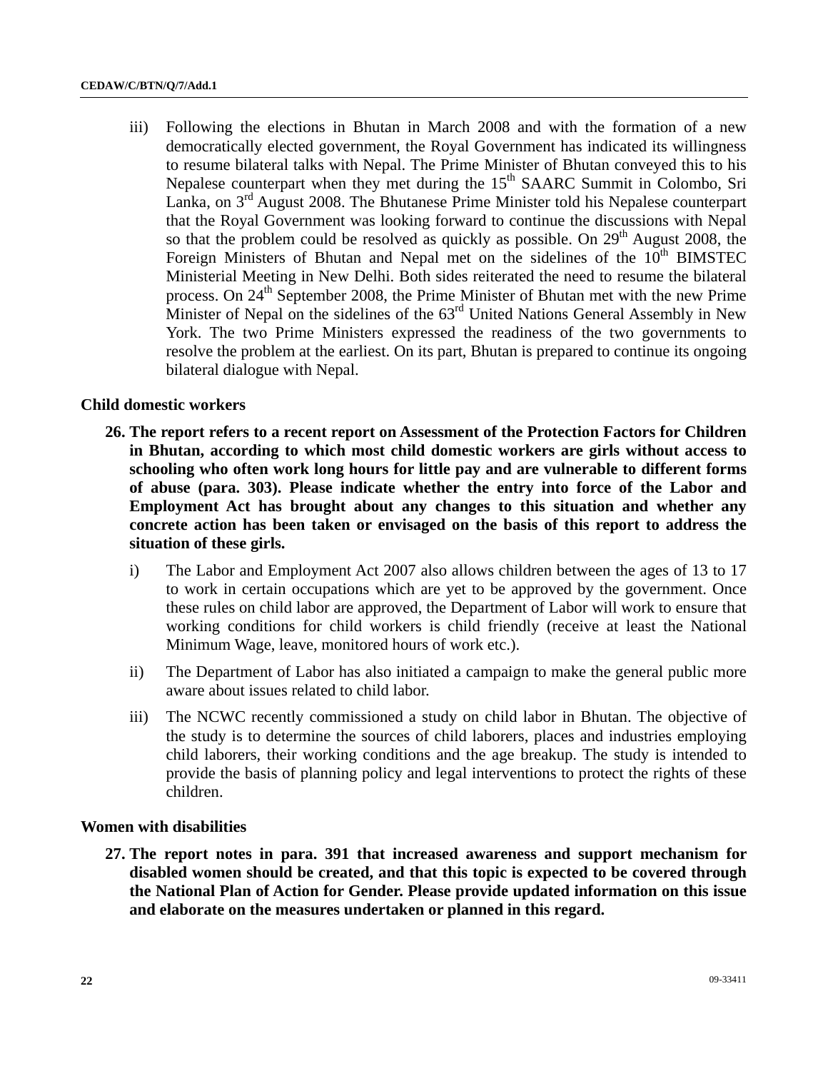iii) Following the elections in Bhutan in March 2008 and with the formation of a new democratically elected government, the Royal Government has indicated its willingness to resume bilateral talks with Nepal. The Prime Minister of Bhutan conveyed this to his Nepalese counterpart when they met during the 15th SAARC Summit in Colombo, Sri Lanka, on 3rd August 2008. The Bhutanese Prime Minister told his Nepalese counterpart that the Royal Government was looking forward to continue the discussions with Nepal so that the problem could be resolved as quickly as possible. On 29th August 2008, the Foreign Ministers of Bhutan and Nepal met on the sidelines of the 10th BIMSTEC Ministerial Meeting in New Delhi. Both sides reiterated the need to resume the bilateral process. On 24th September 2008, the Prime Minister of Bhutan met with the new Prime Minister of Nepal on the sidelines of the 63rd United Nations General Assembly in New York. The two Prime Ministers expressed the readiness of the two governments to resolve the problem at the earliest. On its part, Bhutan is prepared to continue its ongoing bilateral dialogue with Nepal.

**Child domestic workers**

**26. The report refers to a recent report on Assessment of the Protection Factors for Children in Bhutan, according to which most child domestic workers are girls without access to schooling who often work long hours for little pay and are vulnerable to different forms of abuse (para. 303). Please indicate whether the entry into force of the Labor and Employment Act has brought about any changes to this situation and whether any concrete action has been taken or envisaged on the basis of this report to address the situation of these girls.**

i) The Labor and Employment Act 2007 also allows children between the ages of 13 to 17 to work in certain occupations which are yet to be approved by the government. Once these rules on child labor are approved, the Department of Labor will work to ensure that working conditions for child workers is child friendly (receive at least the National Minimum Wage, leave, monitored hours of work etc.).

ii) The Department of Labor has also initiated a campaign to make the general public more aware about issues related to child labor.

iii) The NCWC recently commissioned a study on child labor in Bhutan. The objective of the study is to determine the sources of child laborers, places and industries employing child laborers, their working conditions and the age breakup. The study is intended to provide the basis of planning policy and legal interventions to protect the rights of these children.

**Women with disabilities**

**27. The report notes in para. 391 that increased awareness and support mechanism for disabled women should be created, and that this topic is expected to be covered through the National Plan of Action for Gender. Please provide updated information on this issue and elaborate on the measures undertaken or planned in this regard.**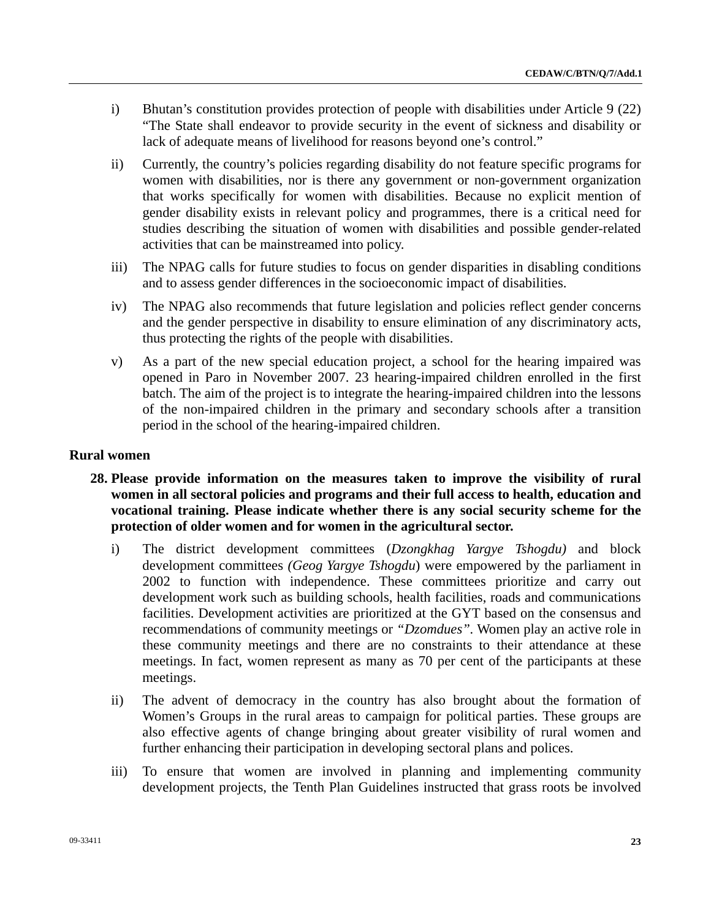i) Bhutan's constitution provides protection of people with disabilities under Article 9 (22) "The State shall endeavor to provide security in the event of sickness and disability or lack of adequate means of livelihood for reasons beyond one's control."

ii) Currently, the country's policies regarding disability do not feature specific programs for women with disabilities, nor is there any government or non-government organization that works specifically for women with disabilities. Because no explicit mention of gender disability exists in relevant policy and programmes, there is a critical need for studies describing the situation of women with disabilities and possible gender-related activities that can be mainstreamed into policy.

iii) The NPAG calls for future studies to focus on gender disparities in disabling conditions and to assess gender differences in the socioeconomic impact of disabilities.

iv) The NPAG also recommends that future legislation and policies reflect gender concerns and the gender perspective in disability to ensure elimination of any discriminatory acts, thus protecting the rights of the people with disabilities.

v) As a part of the new special education project, a school for the hearing impaired was opened in Paro in November 2007. 23 hearing-impaired children enrolled in the first batch. The aim of the project is to integrate the hearing-impaired children into the lessons of the non-impaired children in the primary and secondary schools after a transition period in the school of the hearing-impaired children.

**Rural women**

**28. Please provide information on the measures taken to improve the visibility of rural women in all sectoral policies and programs and their full access to health, education and vocational training. Please indicate whether there is any social security scheme for the protection of older women and for women in the agricultural sector.**

i) The district development committees (*Dzongkhag Yargye Tshogdu)* and block development committees *(Geog Yargye Tshogdu*) were empowered by the parliament in 2002 to function with independence. These committees prioritize and carry out development work such as building schools, health facilities, roads and communications facilities. Development activities are prioritized at the GYT based on the consensus and recommendations of community meetings or *"Dzomdues"*. Women play an active role in these community meetings and there are no constraints to their attendance at these meetings. In fact, women represent as many as 70 per cent of the participants at these meetings.

ii) The advent of democracy in the country has also brought about the formation of Women's Groups in the rural areas to campaign for political parties. These groups are also effective agents of change bringing about greater visibility of rural women and further enhancing their participation in developing sectoral plans and polices.

iii) To ensure that women are involved in planning and implementing community development projects, the Tenth Plan Guidelines instructed that grass roots be involved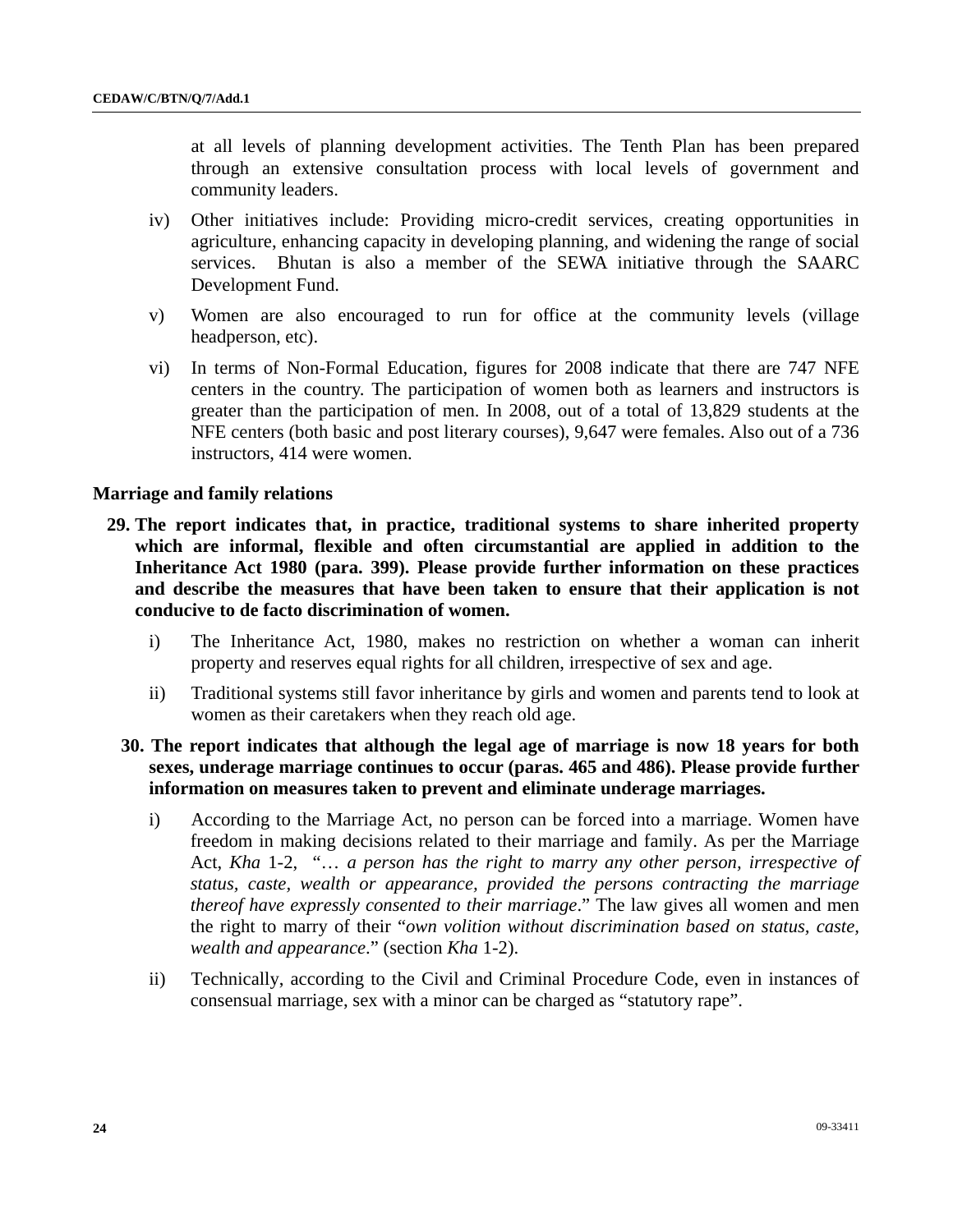at all levels of planning development activities. The Tenth Plan has been prepared through an extensive consultation process with local levels of government and community leaders.

iv) Other initiatives include: Providing micro-credit services, creating opportunities in agriculture, enhancing capacity in developing planning, and widening the range of social services. Bhutan is also a member of the SEWA initiative through the SAARC Development Fund.

v) Women are also encouraged to run for office at the community levels (village headperson, etc).

vi) In terms of Non-Formal Education, figures for 2008 indicate that there are 747 NFE centers in the country. The participation of women both as learners and instructors is greater than the participation of men. In 2008, out of a total of 13,829 students at the NFE centers (both basic and post literary courses), 9,647 were females. Also out of a 736 instructors, 414 were women.

**Marriage and family relations**

**29. The report indicates that, in practice, traditional systems to share inherited property which are informal, flexible and often circumstantial are applied in addition to the Inheritance Act 1980 (para. 399). Please provide further information on these practices and describe the measures that have been taken to ensure that their application is not conducive to de facto discrimination of women.**

i) The Inheritance Act, 1980, makes no restriction on whether a woman can inherit property and reserves equal rights for all children, irrespective of sex and age.

ii) Traditional systems still favor inheritance by girls and women and parents tend to look at women as their caretakers when they reach old age.

**30. The report indicates that although the legal age of marriage is now 18 years for both sexes, underage marriage continues to occur (paras. 465 and 486). Please provide further information on measures taken to prevent and eliminate underage marriages.**

i) According to the Marriage Act, no person can be forced into a marriage. Women have freedom in making decisions related to their marriage and family. As per the Marriage Act, *Kha* 1-2, "… *a person has the right to marry any other person, irrespective of status, caste, wealth or appearance, provided the persons contracting the marriage thereof have expressly consented to their marriage*." The law gives all women and men the right to marry of their "*own volition without discrimination based on status, caste, wealth and appearance*." (section *Kha* 1-2).

ii) Technically, according to the Civil and Criminal Procedure Code, even in instances of consensual marriage, sex with a minor can be charged as "statutory rape".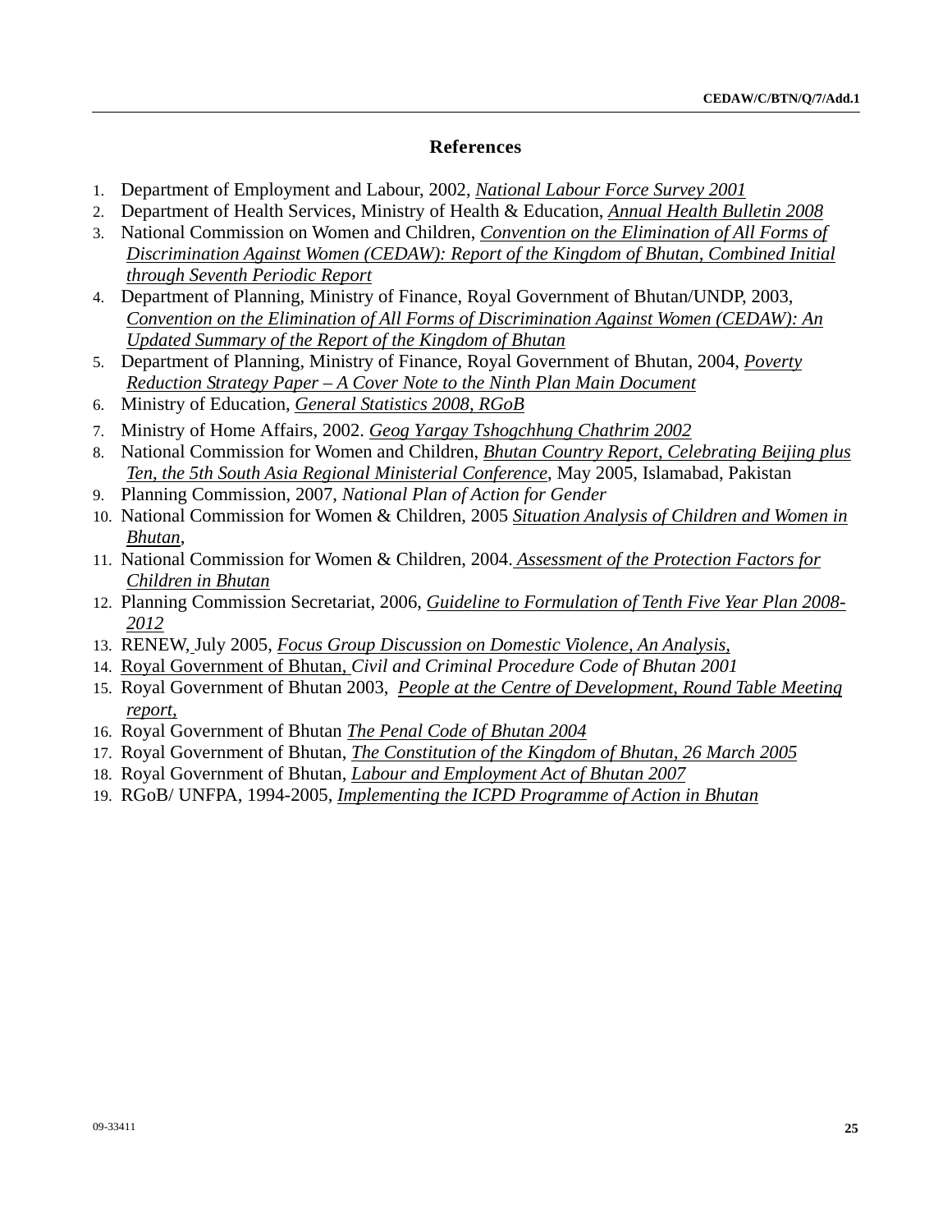## References

1. Department of Employment and Labour, 2002, *National Labour Force Survey 2001*
2. Department of Health Services, Ministry of Health & Education, *Annual Health Bulletin 2008*
3. National Commission on Women and Children, *Convention on the Elimination of All Forms of Discrimination Against Women (CEDAW): Report of the Kingdom of Bhutan, Combined Initial through Seventh Periodic Report*
4. Department of Planning, Ministry of Finance, Royal Government of Bhutan/UNDP, 2003, *Convention on the Elimination of All Forms of Discrimination Against Women (CEDAW): An Updated Summary of the Report of the Kingdom of Bhutan*
5. Department of Planning, Ministry of Finance, Royal Government of Bhutan, 2004, *Poverty Reduction Strategy Paper – A Cover Note to the Ninth Plan Main Document*
6. Ministry of Education, *General Statistics 2008, RGoB*
7. Ministry of Home Affairs, 2002. *Geog Yargay Tshogchhung Chathrim 2002*
8. National Commission for Women and Children, *Bhutan Country Report, Celebrating Beijing plus Ten, the 5th South Asia Regional Ministerial Conference*, May 2005, Islamabad, Pakistan
9. Planning Commission, 2007, *National Plan of Action for Gender*
10. National Commission for Women & Children, 2005 *Situation Analysis of Children and Women in Bhutan*,
11. National Commission for Women & Children, 2004. *Assessment of the Protection Factors for Children in Bhutan*
12. Planning Commission Secretariat, 2006, *Guideline to Formulation of Tenth Five Year Plan 2008-2012*
13. RENEW, July 2005, *Focus Group Discussion on Domestic Violence, An Analysis,*
14. Royal Government of Bhutan, *Civil and Criminal Procedure Code of Bhutan 2001*
15. Royal Government of Bhutan 2003, *People at the Centre of Development, Round Table Meeting report,*
16. Royal Government of Bhutan *The Penal Code of Bhutan 2004*
17. Royal Government of Bhutan, *The Constitution of the Kingdom of Bhutan, 26 March 2005*
18. Royal Government of Bhutan, *Labour and Employment Act of Bhutan 2007*
19. RGoB/ UNFPA, 1994-2005, *Implementing the ICPD Programme of Action in Bhutan*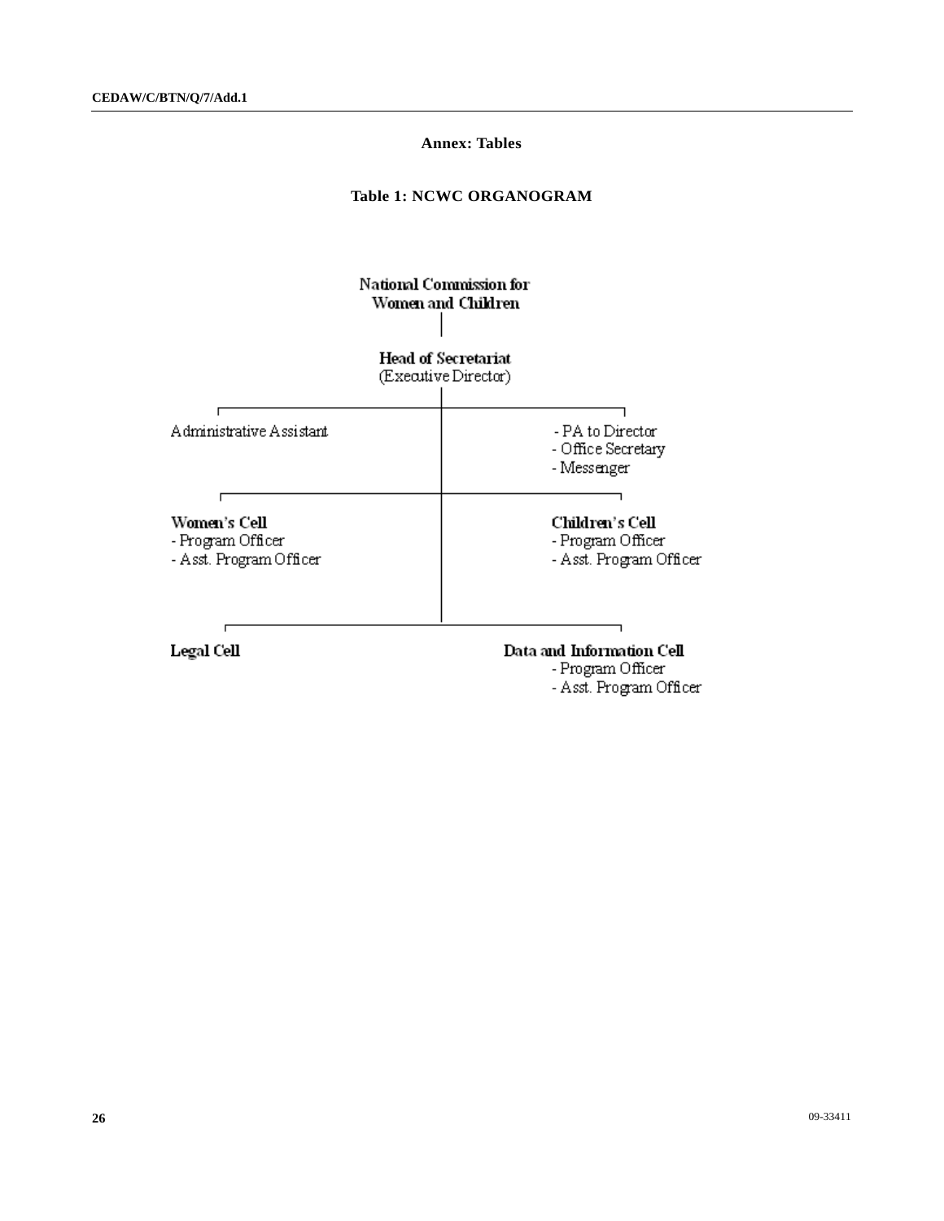## Annex: Tables

### Table 1: NCWC ORGANOGRAM

**National Commission for Women and Children**

**Head of Secretariat**
(Executive Director)

Administrative Assistant

- PA to Director
- Office Secretary
- Messenger

**Women's Cell**
- Program Officer
- Asst. Program Officer

**Children's Cell**
- Program Officer
- Asst. Program Officer

**Legal Cell**

**Data and Information Cell**
- Program Officer
- Asst. Program Officer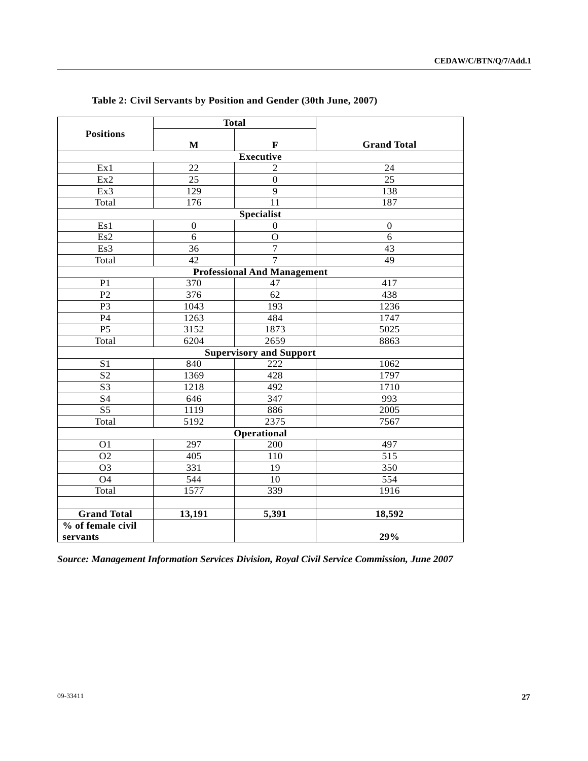**Table 2: Civil Servants by Position and Gender (30th June, 2007)**

| Positions | Total | | Grand Total |
|---|---|---|---|
| | M | F | |
| **Executive** | | | |
| Ex1 | 22 | 2 | 24 |
| Ex2 | 25 | 0 | 25 |
| Ex3 | 129 | 9 | 138 |
| Total | 176 | 11 | 187 |
| **Specialist** | | | |
| Es1 | 0 | 0 | 0 |
| Es2 | 6 | O | 6 |
| Es3 | 36 | 7 | 43 |
| Total | 42 | 7 | 49 |
| **Professional And Management** | | | |
| P1 | 370 | 47 | 417 |
| P2 | 376 | 62 | 438 |
| P3 | 1043 | 193 | 1236 |
| P4 | 1263 | 484 | 1747 |
| P5 | 3152 | 1873 | 5025 |
| Total | 6204 | 2659 | 8863 |
| **Supervisory and Support** | | | |
| S1 | 840 | 222 | 1062 |
| S2 | 1369 | 428 | 1797 |
| S3 | 1218 | 492 | 1710 |
| S4 | 646 | 347 | 993 |
| S5 | 1119 | 886 | 2005 |
| Total | 5192 | 2375 | 7567 |
| **Operational** | | | |
| O1 | 297 | 200 | 497 |
| O2 | 405 | 110 | 515 |
| O3 | 331 | 19 | 350 |
| O4 | 544 | 10 | 554 |
| Total | 1577 | 339 | 1916 |
| | | | |
| **Grand Total** | **13,191** | **5,391** | **18,592** |
| **% of female civil servants** | | | **29%** |

*Source: Management Information Services Division, Royal Civil Service Commission, June 2007*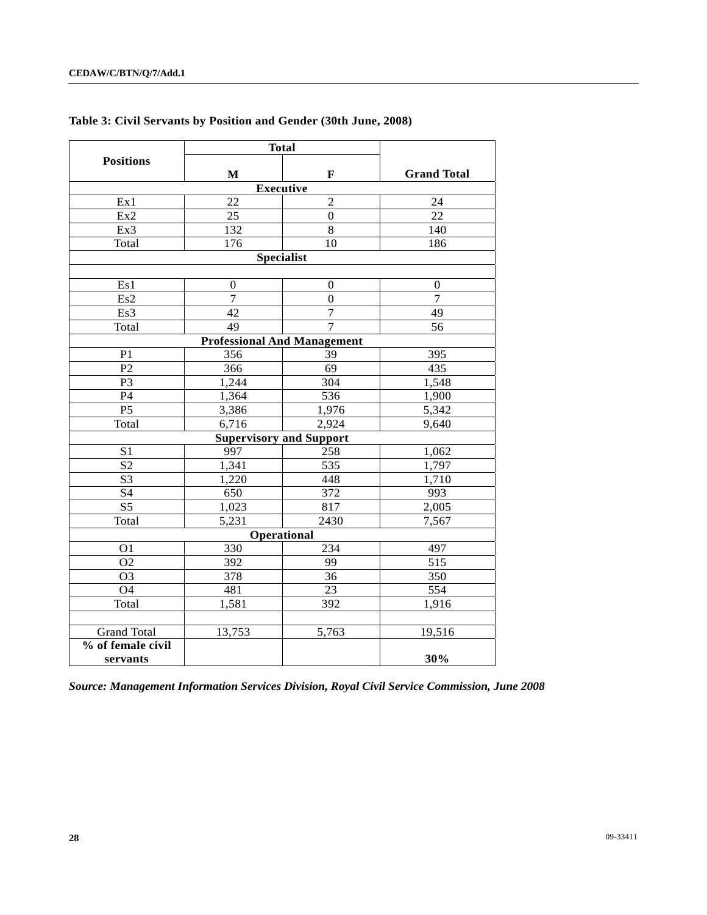**Table 3: Civil Servants by Position and Gender (30th June, 2008)**

| Positions | Total | | Grand Total |
|---|---|---|---|
| | M | F | |
| **Executive** | | | |
| Ex1 | 22 | 2 | 24 |
| Ex2 | 25 | 0 | 22 |
| Ex3 | 132 | 8 | 140 |
| Total | 176 | 10 | 186 |
| **Specialist** | | | |
| | | | |
| Es1 | 0 | 0 | 0 |
| Es2 | 7 | 0 | 7 |
| Es3 | 42 | 7 | 49 |
| Total | 49 | 7 | 56 |
| **Professional And Management** | | | |
| P1 | 356 | 39 | 395 |
| P2 | 366 | 69 | 435 |
| P3 | 1,244 | 304 | 1,548 |
| P4 | 1,364 | 536 | 1,900 |
| P5 | 3,386 | 1,976 | 5,342 |
| Total | 6,716 | 2,924 | 9,640 |
| **Supervisory and Support** | | | |
| S1 | 997 | 258 | 1,062 |
| S2 | 1,341 | 535 | 1,797 |
| S3 | 1,220 | 448 | 1,710 |
| S4 | 650 | 372 | 993 |
| S5 | 1,023 | 817 | 2,005 |
| Total | 5,231 | 2430 | 7,567 |
| **Operational** | | | |
| O1 | 330 | 234 | 497 |
| O2 | 392 | 99 | 515 |
| O3 | 378 | 36 | 350 |
| O4 | 481 | 23 | 554 |
| Total | 1,581 | 392 | 1,916 |
| | | | |
| Grand Total | 13,753 | 5,763 | 19,516 |
| **% of female civil servants** | | | **30%** |

***Source: Management Information Services Division, Royal Civil Service Commission, June 2008***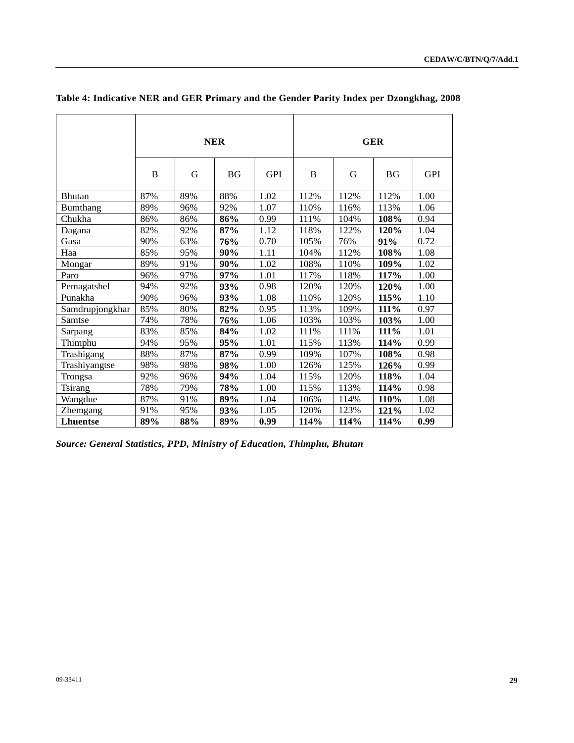**Table 4: Indicative NER and GER Primary and the Gender Parity Index per Dzongkhag, 2008**

| | NER | | | | GER | | | |
|---|---|---|---|---|---|---|---|---|
| | B | G | BG | GPI | B | G | BG | GPI |
| Bhutan | 87% | 89% | 88% | 1.02 | 112% | 112% | 112% | 1.00 |
| Bumthang | 89% | 96% | 92% | 1.07 | 110% | 116% | 113% | 1.06 |
| Chukha | 86% | 86% | **86%** | 0.99 | 111% | 104% | **108%** | 0.94 |
| Dagana | 82% | 92% | **87%** | 1.12 | 118% | 122% | **120%** | 1.04 |
| Gasa | 90% | 63% | **76%** | 0.70 | 105% | 76% | **91%** | 0.72 |
| Haa | 85% | 95% | **90%** | 1.11 | 104% | 112% | **108%** | 1.08 |
| Mongar | 89% | 91% | **90%** | 1.02 | 108% | 110% | **109%** | 1.02 |
| Paro | 96% | 97% | **97%** | 1.01 | 117% | 118% | **117%** | 1.00 |
| Pemagatshel | 94% | 92% | **93%** | 0.98 | 120% | 120% | **120%** | 1.00 |
| Punakha | 90% | 96% | **93%** | 1.08 | 110% | 120% | **115%** | 1.10 |
| Samdrupjongkhar | 85% | 80% | **82%** | 0.95 | 113% | 109% | **111%** | 0.97 |
| Samtse | 74% | 78% | **76%** | 1.06 | 103% | 103% | **103%** | 1.00 |
| Sarpang | 83% | 85% | **84%** | 1.02 | 111% | 111% | **111%** | 1.01 |
| Thimphu | 94% | 95% | **95%** | 1.01 | 115% | 113% | **114%** | 0.99 |
| Trashigang | 88% | 87% | **87%** | 0.99 | 109% | 107% | **108%** | 0.98 |
| Trashiyangtse | 98% | 98% | **98%** | 1.00 | 126% | 125% | **126%** | 0.99 |
| Trongsa | 92% | 96% | **94%** | 1.04 | 115% | 120% | **118%** | 1.04 |
| Tsirang | 78% | 79% | **78%** | 1.00 | 115% | 113% | **114%** | 0.98 |
| Wangdue | 87% | 91% | **89%** | 1.04 | 106% | 114% | **110%** | 1.08 |
| Zhemgang | 91% | 95% | **93%** | 1.05 | 120% | 123% | **121%** | 1.02 |
| **Lhuentse** | **89%** | **88%** | **89%** | **0.99** | **114%** | **114%** | **114%** | **0.99** |

***Source: General Statistics, PPD, Ministry of Education, Thimphu, Bhutan***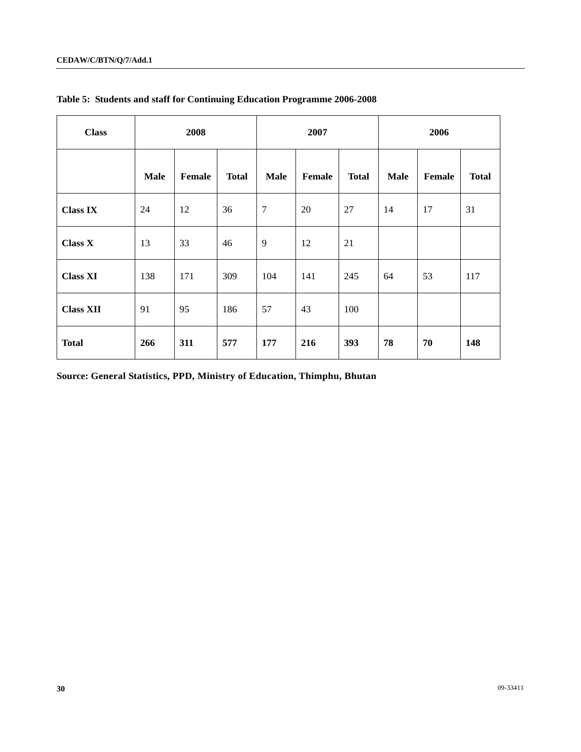**Table 5: Students and staff for Continuing Education Programme 2006-2008**

| Class | 2008 | | | 2007 | | | 2006 | | |
|---|---|---|---|---|---|---|---|---|---|
| | Male | Female | Total | Male | Female | Total | Male | Female | Total |
| **Class IX** | 24 | 12 | 36 | 7 | 20 | 27 | 14 | 17 | 31 |
| **Class X** | 13 | 33 | 46 | 9 | 12 | 21 | | | |
| **Class XI** | 138 | 171 | 309 | 104 | 141 | 245 | 64 | 53 | 117 |
| **Class XII** | 91 | 95 | 186 | 57 | 43 | 100 | | | |
| **Total** | **266** | **311** | **577** | **177** | **216** | **393** | **78** | **70** | **148** |

**Source: General Statistics, PPD, Ministry of Education, Thimphu, Bhutan**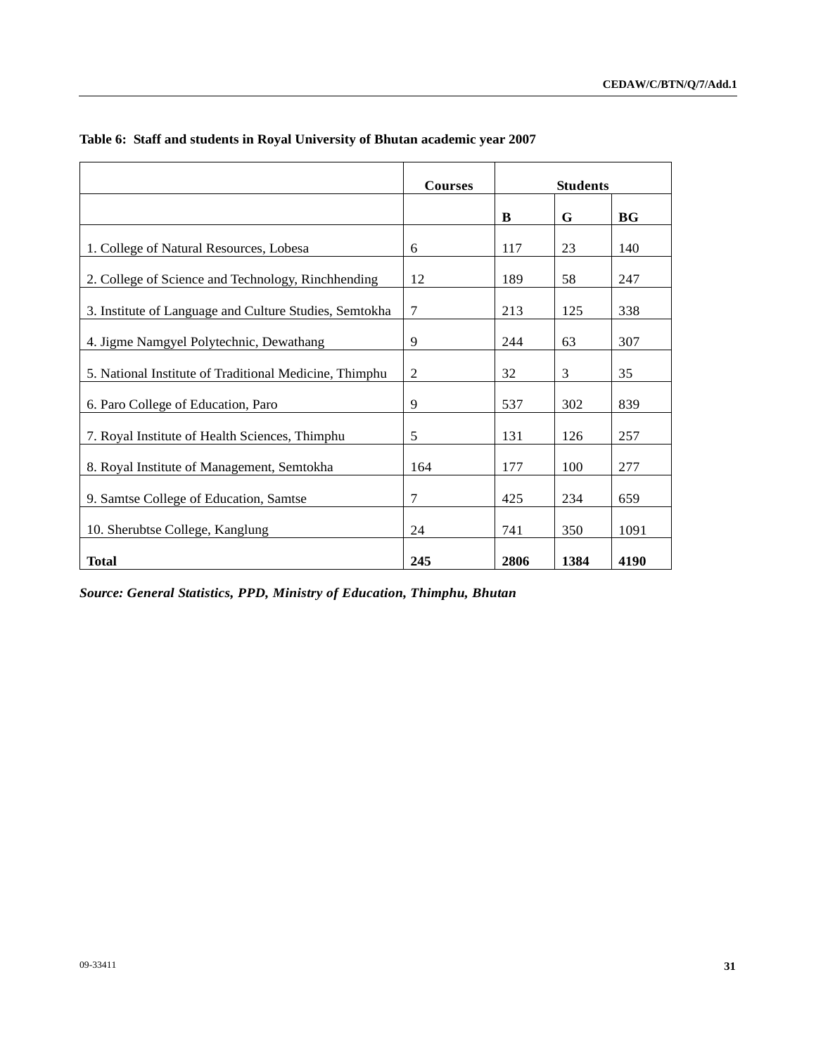**Table 6: Staff and students in Royal University of Bhutan academic year 2007**

| | Courses | Students | | |
|---|---|---|---|---|
| | | B | G | BG |
| 1. College of Natural Resources, Lobesa | 6 | 117 | 23 | 140 |
| 2. College of Science and Technology, Rinchhending | 12 | 189 | 58 | 247 |
| 3. Institute of Language and Culture Studies, Semtokha | 7 | 213 | 125 | 338 |
| 4. Jigme Namgyel Polytechnic, Dewathang | 9 | 244 | 63 | 307 |
| 5. National Institute of Traditional Medicine, Thimphu | 2 | 32 | 3 | 35 |
| 6. Paro College of Education, Paro | 9 | 537 | 302 | 839 |
| 7. Royal Institute of Health Sciences, Thimphu | 5 | 131 | 126 | 257 |
| 8. Royal Institute of Management, Semtokha | 164 | 177 | 100 | 277 |
| 9. Samtse College of Education, Samtse | 7 | 425 | 234 | 659 |
| 10. Sherubtse College, Kanglung | 24 | 741 | 350 | 1091 |
| **Total** | **245** | **2806** | **1384** | **4190** |

***Source: General Statistics, PPD, Ministry of Education, Thimphu, Bhutan***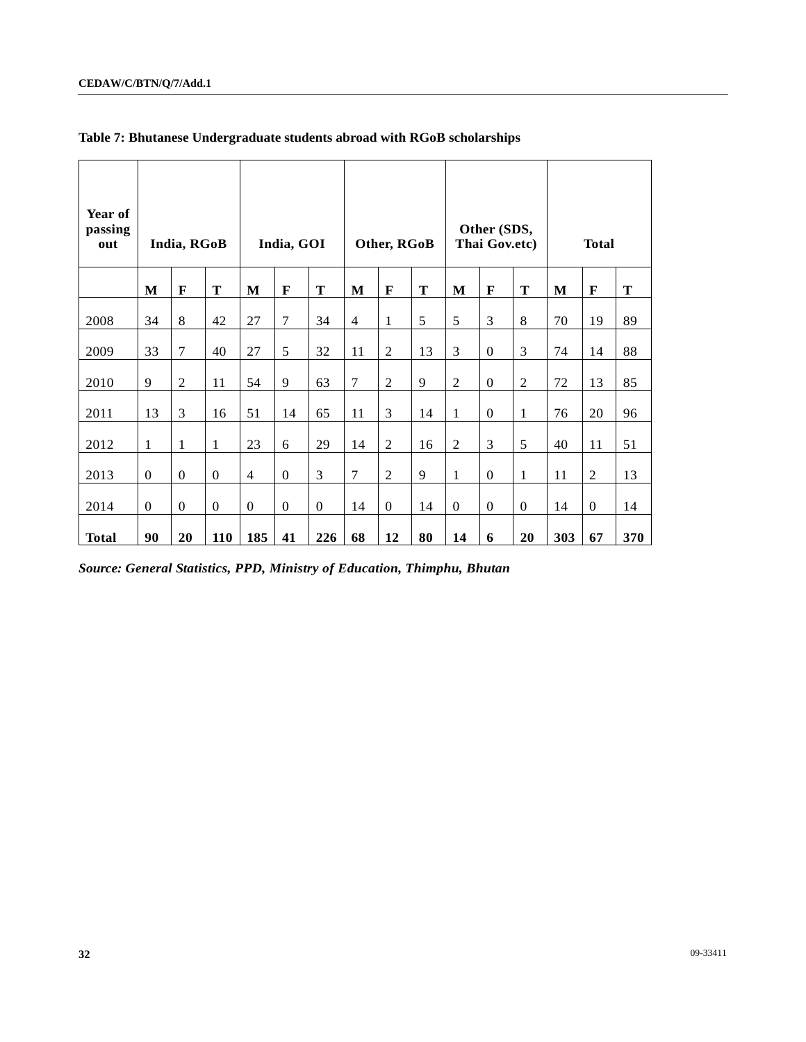**Table 7: Bhutanese Undergraduate students abroad with RGoB scholarships**

| Year of passing out | India, RGoB | | | India, GOI | | | Other, RGoB | | | Other (SDS, Thai Gov.etc) | | | Total | | |
|---|---|---|---|---|---|---|---|---|---|---|---|---|---|---|---|
| | **M** | **F** | **T** | **M** | **F** | **T** | **M** | **F** | **T** | **M** | **F** | **T** | **M** | **F** | **T** |
| 2008 | 34 | 8 | 42 | 27 | 7 | 34 | 4 | 1 | 5 | 5 | 3 | 8 | 70 | 19 | 89 |
| 2009 | 33 | 7 | 40 | 27 | 5 | 32 | 11 | 2 | 13 | 3 | 0 | 3 | 74 | 14 | 88 |
| 2010 | 9 | 2 | 11 | 54 | 9 | 63 | 7 | 2 | 9 | 2 | 0 | 2 | 72 | 13 | 85 |
| 2011 | 13 | 3 | 16 | 51 | 14 | 65 | 11 | 3 | 14 | 1 | 0 | 1 | 76 | 20 | 96 |
| 2012 | 1 | 1 | 1 | 23 | 6 | 29 | 14 | 2 | 16 | 2 | 3 | 5 | 40 | 11 | 51 |
| 2013 | 0 | 0 | 0 | 4 | 0 | 3 | 7 | 2 | 9 | 1 | 0 | 1 | 11 | 2 | 13 |
| 2014 | 0 | 0 | 0 | 0 | 0 | 0 | 14 | 0 | 14 | 0 | 0 | 0 | 14 | 0 | 14 |
| **Total** | **90** | **20** | **110** | **185** | **41** | **226** | **68** | **12** | **80** | **14** | **6** | **20** | **303** | **67** | **370** |

***Source: General Statistics, PPD, Ministry of Education, Thimphu, Bhutan***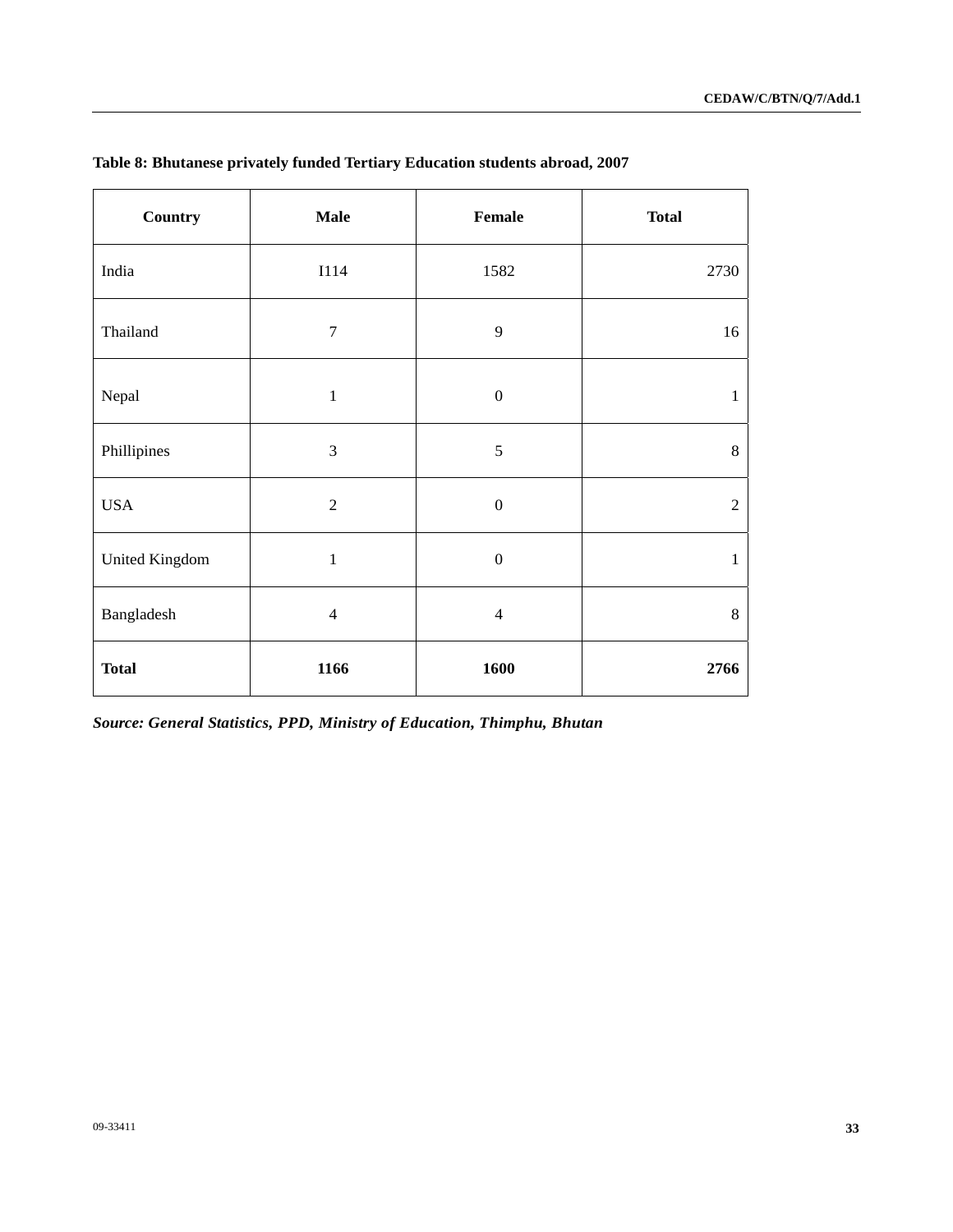**Table 8: Bhutanese privately funded Tertiary Education students abroad, 2007**

| Country | Male | Female | Total |
|---|---|---|---|
| India | I114 | 1582 | 2730 |
| Thailand | 7 | 9 | 16 |
| Nepal | 1 | 0 | 1 |
| Phillipines | 3 | 5 | 8 |
| USA | 2 | 0 | 2 |
| United Kingdom | 1 | 0 | 1 |
| Bangladesh | 4 | 4 | 8 |
| **Total** | **1166** | **1600** | **2766** |

***Source: General Statistics, PPD, Ministry of Education, Thimphu, Bhutan***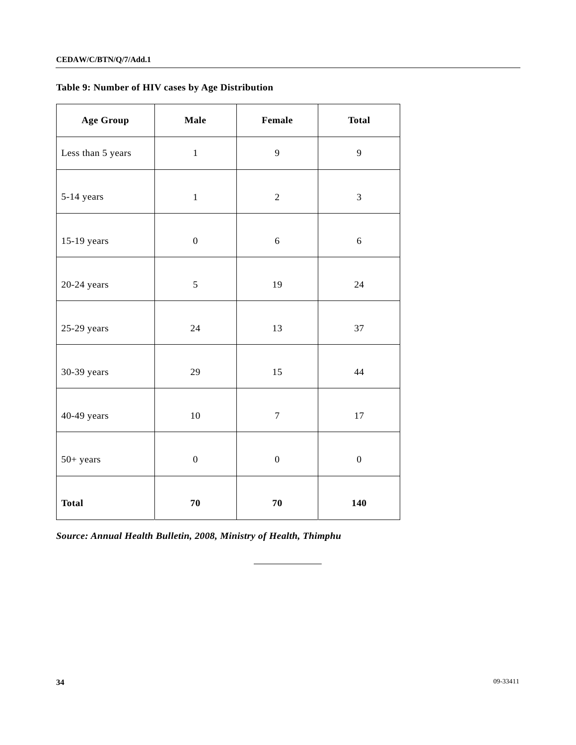**Table 9: Number of HIV cases by Age Distribution**

| Age Group | Male | Female | Total |
|---|---|---|---|
| Less than 5 years | 1 | 9 | 9 |
| 5-14 years | 1 | 2 | 3 |
| 15-19 years | 0 | 6 | 6 |
| 20-24 years | 5 | 19 | 24 |
| 25-29 years | 24 | 13 | 37 |
| 30-39 years | 29 | 15 | 44 |
| 40-49 years | 10 | 7 | 17 |
| 50+ years | 0 | 0 | 0 |
| **Total** | **70** | **70** | **140** |

***Source: Annual Health Bulletin, 2008, Ministry of Health, Thimphu***